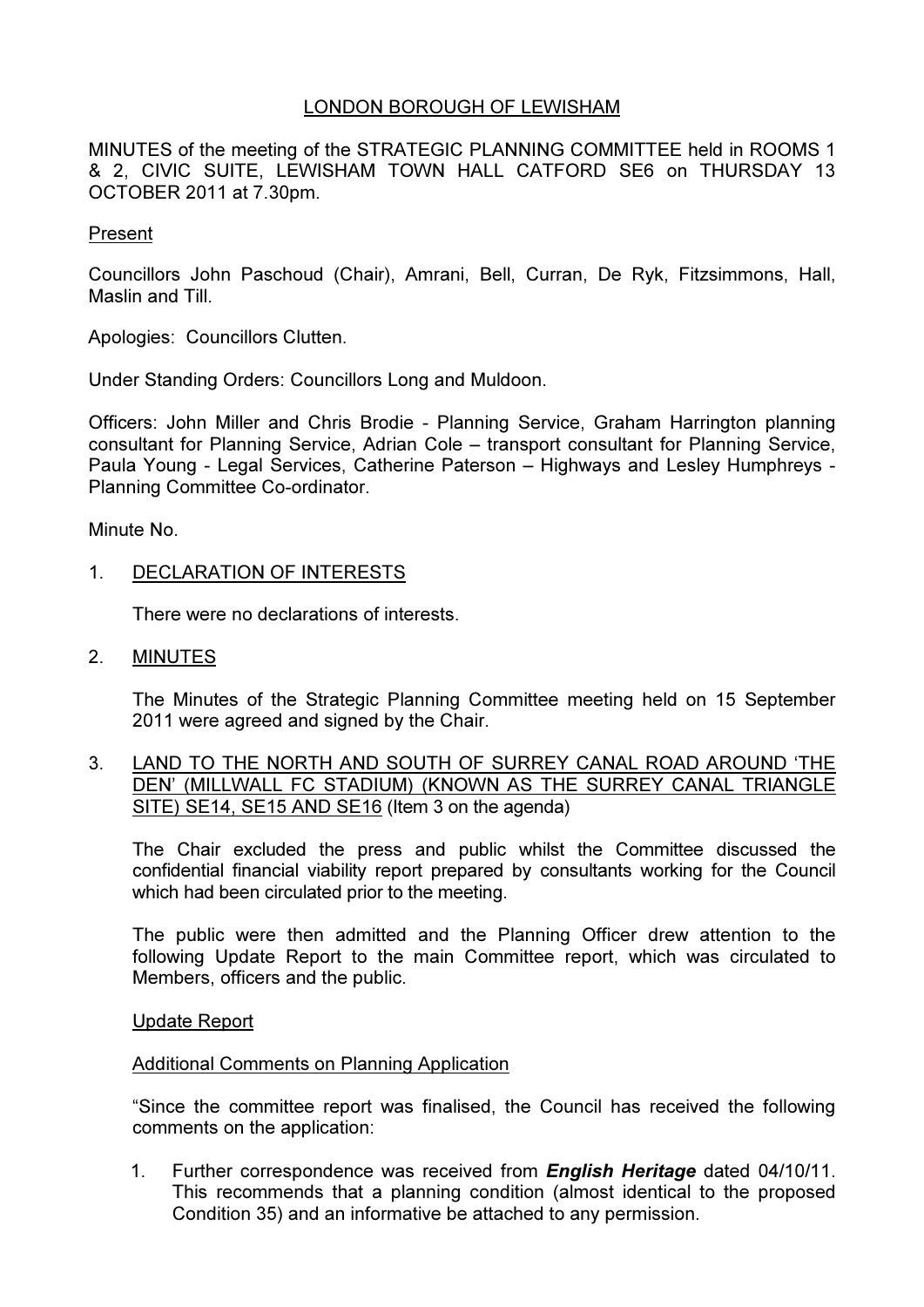LONDON BOROUGH OF LEWISHAM

MINUTES of the meeting of the STRATEGIC PLANNING COMMITTEE held in ROOMS 1 & 2, CIVIC SUITE, LEWISHAM TOWN HALL CATFORD SE6 on THURSDAY 13 OCTOBER 2011 at 7.30pm.

Present

Councillors John Paschoud (Chair), Amrani, Bell, Curran, De Ryk, Fitzsimmons, Hall, Maslin and Till.

Apologies: Councillors Clutten.

Under Standing Orders: Councillors Long and Muldoon.

Officers: John Miller and Chris Brodie - Planning Service, Graham Harrington planning consultant for Planning Service, Adrian Cole – transport consultant for Planning Service, Paula Young - Legal Services, Catherine Paterson – Highways and Lesley Humphreys - Planning Committee Co-ordinator.

Minute No.

1. DECLARATION OF INTERESTS

   There were no declarations of interests.

2. MINUTES

   The Minutes of the Strategic Planning Committee meeting held on 15 September 2011 were agreed and signed by the Chair.

3. LAND TO THE NORTH AND SOUTH OF SURREY CANAL ROAD AROUND 'THE DEN' (MILLWALL FC STADIUM) (KNOWN AS THE SURREY CANAL TRIANGLE SITE) SE14, SE15 AND SE16 (Item 3 on the agenda)

   The Chair excluded the press and public whilst the Committee discussed the confidential financial viability report prepared by consultants working for the Council which had been circulated prior to the meeting.

   The public were then admitted and the Planning Officer drew attention to the following Update Report to the main Committee report, which was circulated to Members, officers and the public.

   Update Report

   Additional Comments on Planning Application

   "Since the committee report was finalised, the Council has received the following comments on the application:

   1. Further correspondence was received from ***English Heritage*** dated 04/10/11. This recommends that a planning condition (almost identical to the proposed Condition 35) and an informative be attached to any permission.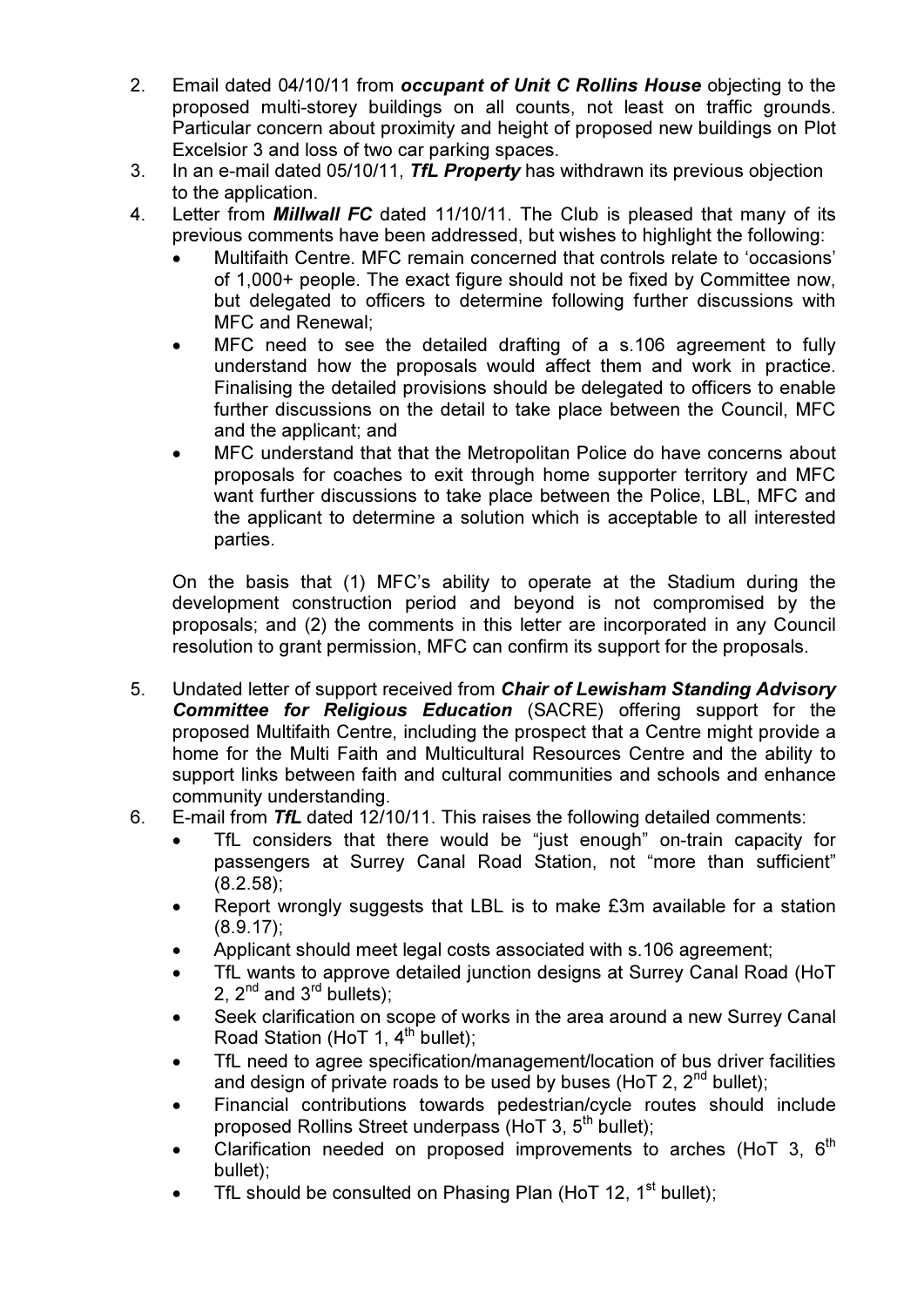2. Email dated 04/10/11 from ***occupant of Unit C Rollins House*** objecting to the proposed multi-storey buildings on all counts, not least on traffic grounds. Particular concern about proximity and height of proposed new buildings on Plot Excelsior 3 and loss of two car parking spaces.
3. In an e-mail dated 05/10/11, ***TfL Property*** has withdrawn its previous objection to the application.
4. Letter from ***Millwall FC*** dated 11/10/11. The Club is pleased that many of its previous comments have been addressed, but wishes to highlight the following:
   - Multifaith Centre. MFC remain concerned that controls relate to 'occasions' of 1,000+ people. The exact figure should not be fixed by Committee now, but delegated to officers to determine following further discussions with MFC and Renewal;
   - MFC need to see the detailed drafting of a s.106 agreement to fully understand how the proposals would affect them and work in practice. Finalising the detailed provisions should be delegated to officers to enable further discussions on the detail to take place between the Council, MFC and the applicant; and
   - MFC understand that that the Metropolitan Police do have concerns about proposals for coaches to exit through home supporter territory and MFC want further discussions to take place between the Police, LBL, MFC and the applicant to determine a solution which is acceptable to all interested parties.

   On the basis that (1) MFC's ability to operate at the Stadium during the development construction period and beyond is not compromised by the proposals; and (2) the comments in this letter are incorporated in any Council resolution to grant permission, MFC can confirm its support for the proposals.

5. Undated letter of support received from ***Chair of Lewisham Standing Advisory Committee for Religious Education*** (SACRE) offering support for the proposed Multifaith Centre, including the prospect that a Centre might provide a home for the Multi Faith and Multicultural Resources Centre and the ability to support links between faith and cultural communities and schools and enhance community understanding.
6. E-mail from ***TfL*** dated 12/10/11. This raises the following detailed comments:
   - TfL considers that there would be "just enough" on-train capacity for passengers at Surrey Canal Road Station, not "more than sufficient" (8.2.58);
   - Report wrongly suggests that LBL is to make £3m available for a station (8.9.17);
   - Applicant should meet legal costs associated with s.106 agreement;
   - TfL wants to approve detailed junction designs at Surrey Canal Road (HoT 2, 2nd and 3rd bullets);
   - Seek clarification on scope of works in the area around a new Surrey Canal Road Station (HoT 1, 4th bullet);
   - TfL need to agree specification/management/location of bus driver facilities and design of private roads to be used by buses (HoT 2, 2nd bullet);
   - Financial contributions towards pedestrian/cycle routes should include proposed Rollins Street underpass (HoT 3, 5th bullet);
   - Clarification needed on proposed improvements to arches (HoT 3, 6th bullet);
   - TfL should be consulted on Phasing Plan (HoT 12, 1st bullet);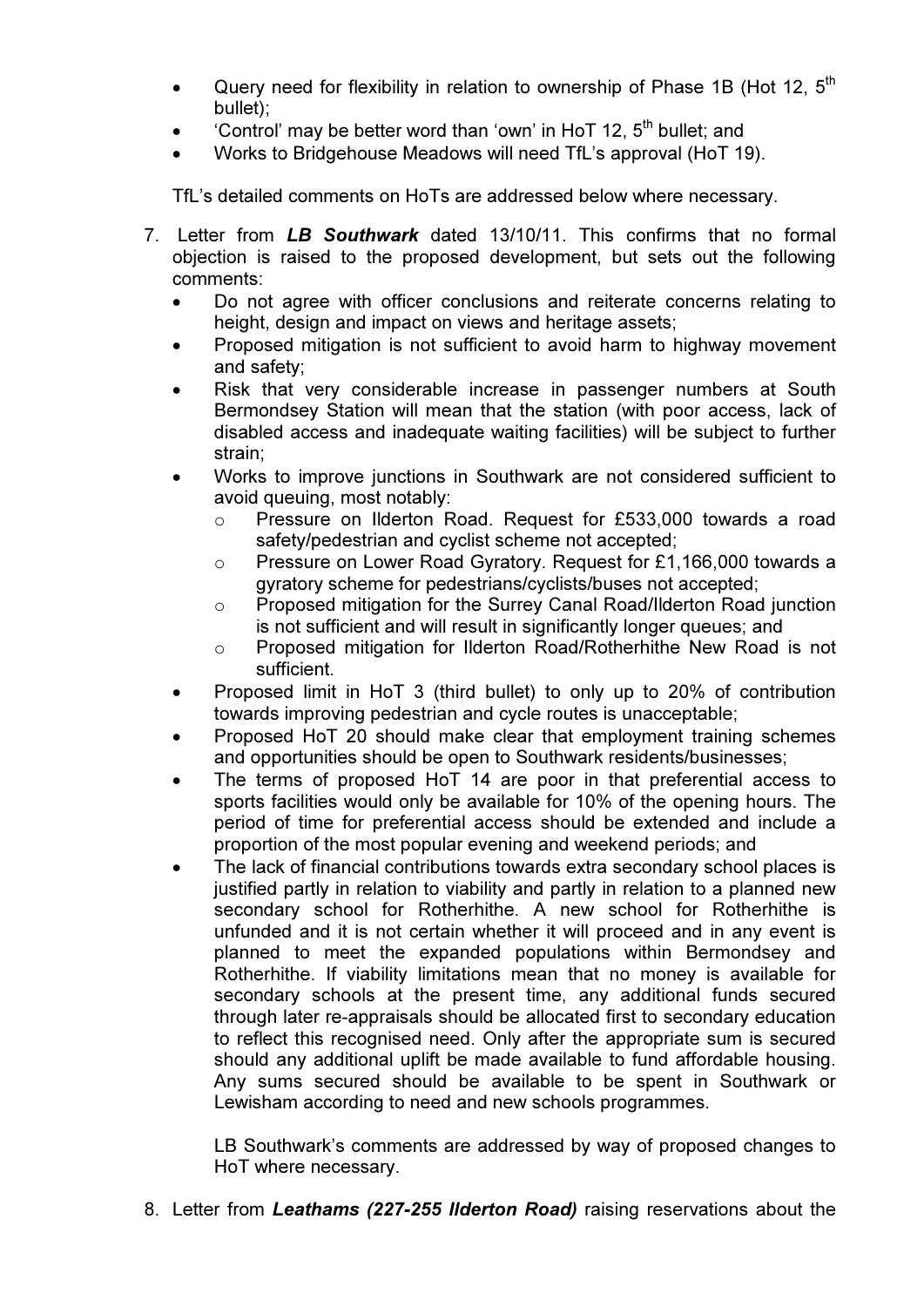- Query need for flexibility in relation to ownership of Phase 1B (Hot 12, 5th bullet);
- 'Control' may be better word than 'own' in HoT 12, 5th bullet; and
- Works to Bridgehouse Meadows will need TfL's approval (HoT 19).

TfL's detailed comments on HoTs are addressed below where necessary.

7. Letter from ***LB Southwark*** dated 13/10/11. This confirms that no formal objection is raised to the proposed development, but sets out the following comments:
   - Do not agree with officer conclusions and reiterate concerns relating to height, design and impact on views and heritage assets;
   - Proposed mitigation is not sufficient to avoid harm to highway movement and safety;
   - Risk that very considerable increase in passenger numbers at South Bermondsey Station will mean that the station (with poor access, lack of disabled access and inadequate waiting facilities) will be subject to further strain;
   - Works to improve junctions in Southwark are not considered sufficient to avoid queuing, most notably:
     - Pressure on Ilderton Road. Request for £533,000 towards a road safety/pedestrian and cyclist scheme not accepted;
     - Pressure on Lower Road Gyratory. Request for £1,166,000 towards a gyratory scheme for pedestrians/cyclists/buses not accepted;
     - Proposed mitigation for the Surrey Canal Road/Ilderton Road junction is not sufficient and will result in significantly longer queues; and
     - Proposed mitigation for Ilderton Road/Rotherhithe New Road is not sufficient.
   - Proposed limit in HoT 3 (third bullet) to only up to 20% of contribution towards improving pedestrian and cycle routes is unacceptable;
   - Proposed HoT 20 should make clear that employment training schemes and opportunities should be open to Southwark residents/businesses;
   - The terms of proposed HoT 14 are poor in that preferential access to sports facilities would only be available for 10% of the opening hours. The period of time for preferential access should be extended and include a proportion of the most popular evening and weekend periods; and
   - The lack of financial contributions towards extra secondary school places is justified partly in relation to viability and partly in relation to a planned new secondary school for Rotherhithe. A new school for Rotherhithe is unfunded and it is not certain whether it will proceed and in any event is planned to meet the expanded populations within Bermondsey and Rotherhithe. If viability limitations mean that no money is available for secondary schools at the present time, any additional funds secured through later re-appraisals should be allocated first to secondary education to reflect this recognised need. Only after the appropriate sum is secured should any additional uplift be made available to fund affordable housing. Any sums secured should be available to be spent in Southwark or Lewisham according to need and new schools programmes.

   LB Southwark's comments are addressed by way of proposed changes to HoT where necessary.

8. Letter from ***Leathams (227-255 Ilderton Road)*** raising reservations about the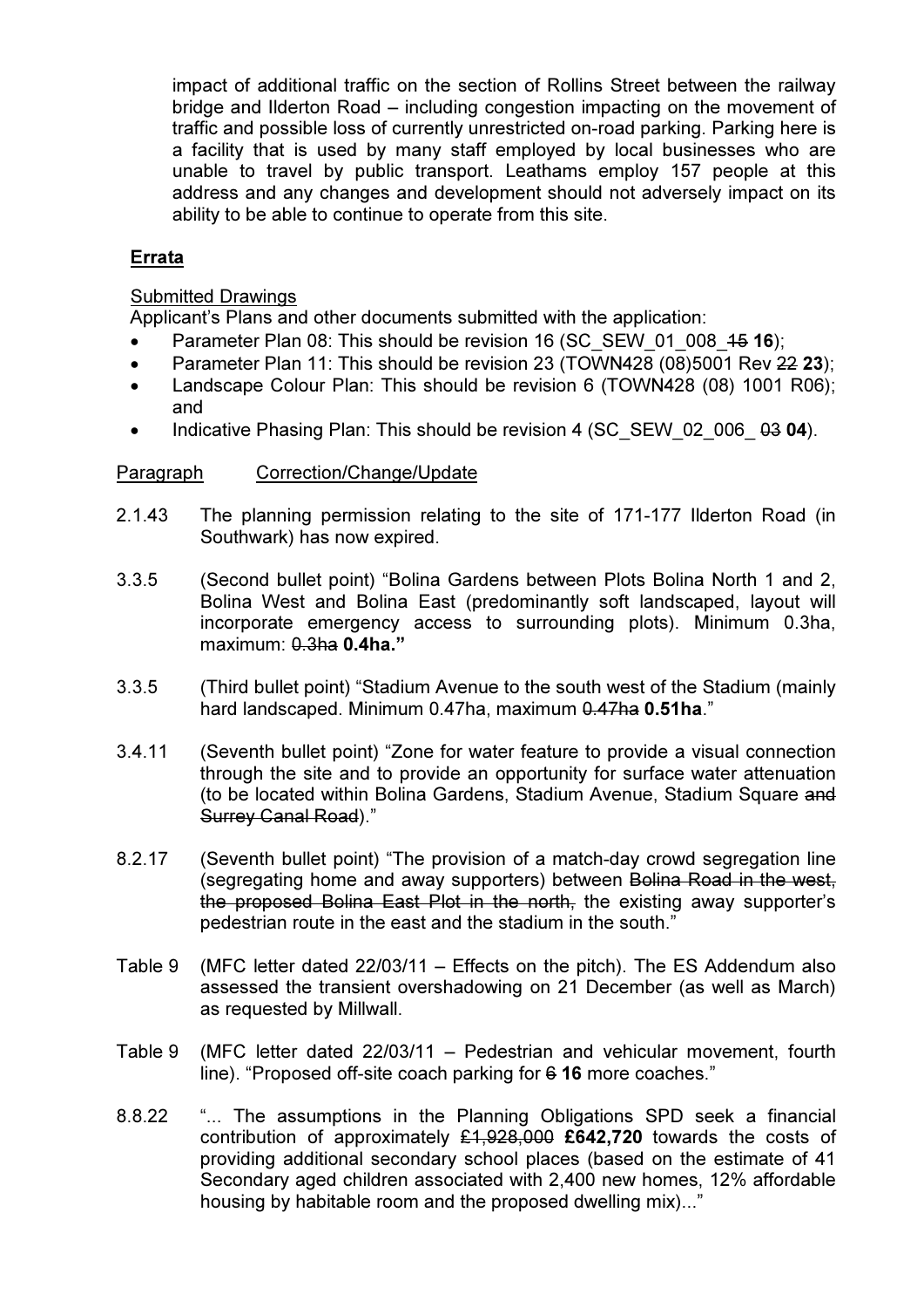impact of additional traffic on the section of Rollins Street between the railway bridge and Ilderton Road – including congestion impacting on the movement of traffic and possible loss of currently unrestricted on-road parking. Parking here is a facility that is used by many staff employed by local businesses who are unable to travel by public transport. Leathams employ 157 people at this address and any changes and development should not adversely impact on its ability to be able to continue to operate from this site.

## Errata

Submitted Drawings

Applicant's Plans and other documents submitted with the application:

- Parameter Plan 08: This should be revision 16 (SC_SEW_01_008_~~15~~ **16**);
- Parameter Plan 11: This should be revision 23 (TOWN428 (08)5001 Rev ~~22~~ **23**);
- Landscape Colour Plan: This should be revision 6 (TOWN428 (08) 1001 R06); and
- Indicative Phasing Plan: This should be revision 4 (SC_SEW_02_006_ ~~03~~ **04**).

| Paragraph | Correction/Change/Update |
|---|---|
| 2.1.43 | The planning permission relating to the site of 171-177 Ilderton Road (in Southwark) has now expired. |
| 3.3.5 | (Second bullet point) "Bolina Gardens between Plots Bolina North 1 and 2, Bolina West and Bolina East (predominantly soft landscaped, layout will incorporate emergency access to surrounding plots). Minimum 0.3ha, maximum: ~~0.3ha~~ **0.4ha."** |
| 3.3.5 | (Third bullet point) "Stadium Avenue to the south west of the Stadium (mainly hard landscaped. Minimum 0.47ha, maximum ~~0.47ha~~ **0.51ha**." |
| 3.4.11 | (Seventh bullet point) "Zone for water feature to provide a visual connection through the site and to provide an opportunity for surface water attenuation (to be located within Bolina Gardens, Stadium Avenue, Stadium Square ~~and Surrey Canal Road~~)." |
| 8.2.17 | (Seventh bullet point) "The provision of a match-day crowd segregation line (segregating home and away supporters) between ~~Bolina Road in the west, the proposed Bolina East Plot in the north,~~ the existing away supporter's pedestrian route in the east and the stadium in the south." |
| Table 9 | (MFC letter dated 22/03/11 – Effects on the pitch). The ES Addendum also assessed the transient overshadowing on 21 December (as well as March) as requested by Millwall. |
| Table 9 | (MFC letter dated 22/03/11 – Pedestrian and vehicular movement, fourth line). "Proposed off-site coach parking for ~~6~~ **16** more coaches." |
| 8.8.22 | "... The assumptions in the Planning Obligations SPD seek a financial contribution of approximately ~~£1,928,000~~ **£642,720** towards the costs of providing additional secondary school places (based on the estimate of 41 Secondary aged children associated with 2,400 new homes, 12% affordable housing by habitable room and the proposed dwelling mix)..." |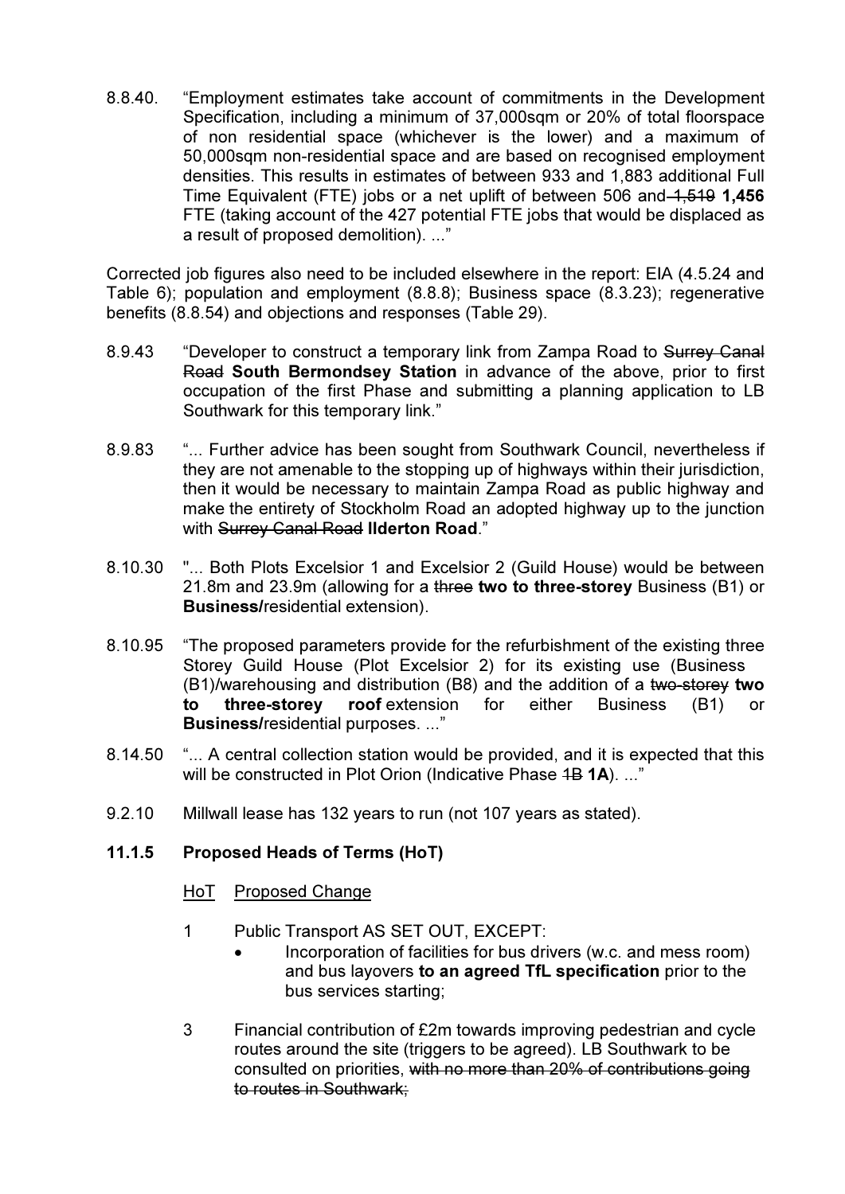8.8.40. "Employment estimates take account of commitments in the Development Specification, including a minimum of 37,000sqm or 20% of total floorspace of non residential space (whichever is the lower) and a maximum of 50,000sqm non-residential space and are based on recognised employment densities. This results in estimates of between 933 and 1,883 additional Full Time Equivalent (FTE) jobs or a net uplift of between 506 and ~~1,519~~ **1,456** FTE (taking account of the 427 potential FTE jobs that would be displaced as a result of proposed demolition). ..."

Corrected job figures also need to be included elsewhere in the report: EIA (4.5.24 and Table 6); population and employment (8.8.8); Business space (8.3.23); regenerative benefits (8.8.54) and objections and responses (Table 29).

8.9.43 "Developer to construct a temporary link from Zampa Road to ~~Surrey Canal Road~~ **South Bermondsey Station** in advance of the above, prior to first occupation of the first Phase and submitting a planning application to LB Southwark for this temporary link."

8.9.83 "... Further advice has been sought from Southwark Council, nevertheless if they are not amenable to the stopping up of highways within their jurisdiction, then it would be necessary to maintain Zampa Road as public highway and make the entirety of Stockholm Road an adopted highway up to the junction with ~~Surrey Canal Road~~ **Ilderton Road**."

8.10.30 "... Both Plots Excelsior 1 and Excelsior 2 (Guild House) would be between 21.8m and 23.9m (allowing for a ~~three~~ **two to three-storey** Business (B1) or **Business/**residential extension).

8.10.95 "The proposed parameters provide for the refurbishment of the existing three Storey Guild House (Plot Excelsior 2) for its existing use (Business (B1)/warehousing and distribution (B8) and the addition of a ~~two-storey~~ **two to three-storey roof** extension for either Business (B1) or **Business/**residential purposes. ..."

8.14.50 "... A central collection station would be provided, and it is expected that this will be constructed in Plot Orion (Indicative Phase ~~1B~~ **1A**). ..."

9.2.10 Millwall lease has 132 years to run (not 107 years as stated).

### 11.1.5 Proposed Heads of Terms (HoT)

<u>HoT</u> <u>Proposed Change</u>

1 Public Transport AS SET OUT, EXCEPT:

- Incorporation of facilities for bus drivers (w.c. and mess room) and bus layovers **to an agreed TfL specification** prior to the bus services starting;

3 Financial contribution of £2m towards improving pedestrian and cycle routes around the site (triggers to be agreed). LB Southwark to be consulted on priorities, ~~with no more than 20% of contributions going to routes in Southwark;~~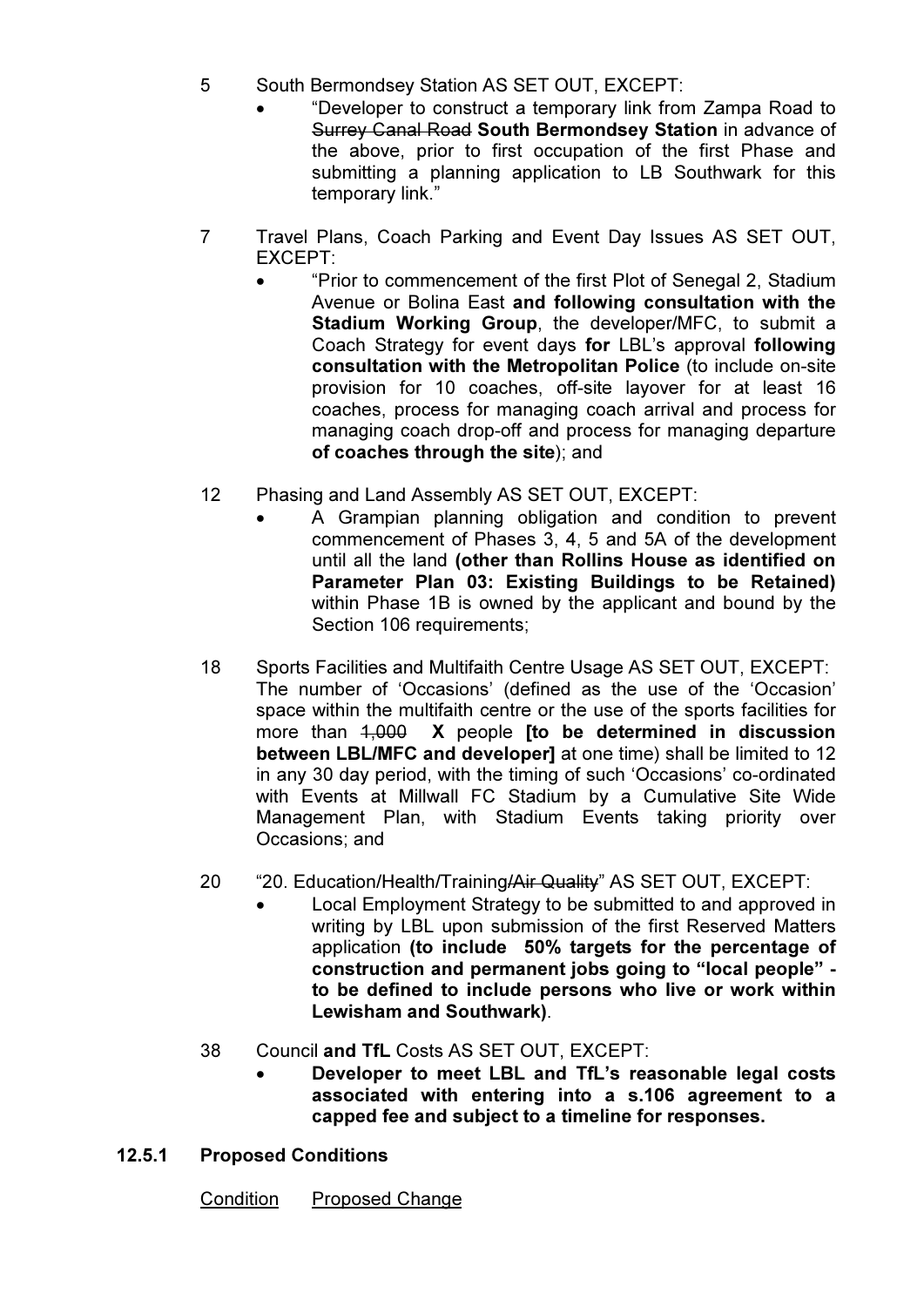5 South Bermondsey Station AS SET OUT, EXCEPT:

- "Developer to construct a temporary link from Zampa Road to ~~Surrey Canal Road~~ **South Bermondsey Station** in advance of the above, prior to first occupation of the first Phase and submitting a planning application to LB Southwark for this temporary link."

7 Travel Plans, Coach Parking and Event Day Issues AS SET OUT, EXCEPT:

- "Prior to commencement of the first Plot of Senegal 2, Stadium Avenue or Bolina East **and following consultation with the Stadium Working Group**, the developer/MFC, to submit a Coach Strategy for event days **for** LBL's approval **following consultation with the Metropolitan Police** (to include on-site provision for 10 coaches, off-site layover for at least 16 coaches, process for managing coach arrival and process for managing coach drop-off and process for managing departure **of coaches through the site**); and

12 Phasing and Land Assembly AS SET OUT, EXCEPT:

- A Grampian planning obligation and condition to prevent commencement of Phases 3, 4, 5 and 5A of the development until all the land **(other than Rollins House as identified on Parameter Plan 03: Existing Buildings to be Retained)** within Phase 1B is owned by the applicant and bound by the Section 106 requirements;

18 Sports Facilities and Multifaith Centre Usage AS SET OUT, EXCEPT: The number of 'Occasions' (defined as the use of the 'Occasion' space within the multifaith centre or the use of the sports facilities for more than ~~1,000~~ **X** people **[to be determined in discussion between LBL/MFC and developer]** at one time) shall be limited to 12 in any 30 day period, with the timing of such 'Occasions' co-ordinated with Events at Millwall FC Stadium by a Cumulative Site Wide Management Plan, with Stadium Events taking priority over Occasions; and

20 "20. Education/Health/Training~~/Air Quality~~" AS SET OUT, EXCEPT:

- Local Employment Strategy to be submitted to and approved in writing by LBL upon submission of the first Reserved Matters application **(to include 50% targets for the percentage of construction and permanent jobs going to "local people" - to be defined to include persons who live or work within Lewisham and Southwark)**.

38 Council **and TfL** Costs AS SET OUT, EXCEPT:

- **Developer to meet LBL and TfL's reasonable legal costs associated with entering into a s.106 agreement to a capped fee and subject to a timeline for responses.**

### 12.5.1 Proposed Conditions

Condition Proposed Change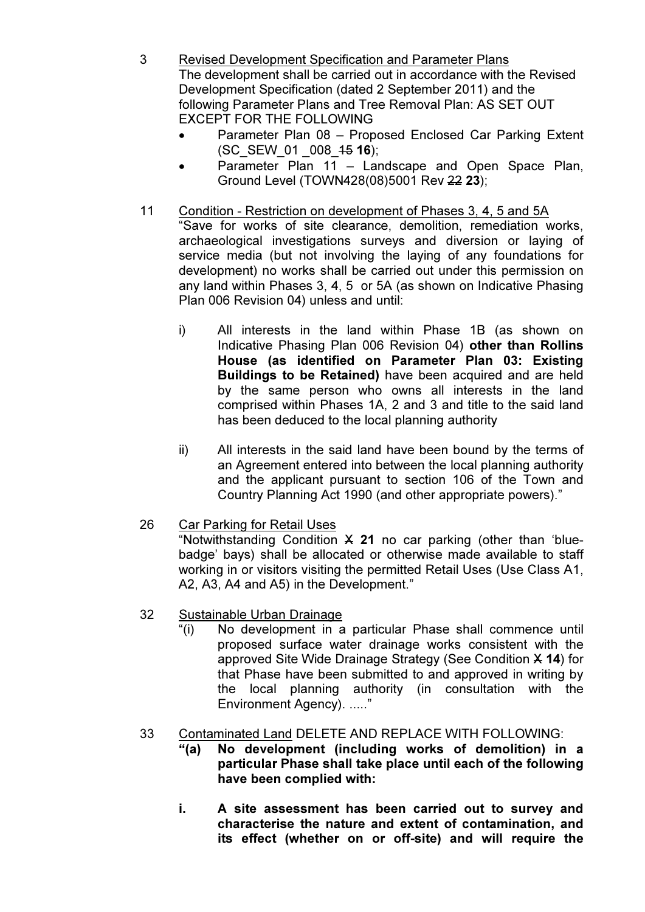3 Revised Development Specification and Parameter Plans

The development shall be carried out in accordance with the Revised Development Specification (dated 2 September 2011) and the following Parameter Plans and Tree Removal Plan: AS SET OUT EXCEPT FOR THE FOLLOWING

- Parameter Plan 08 – Proposed Enclosed Car Parking Extent (SC_SEW_01 _008_~~15~~ **16**);
- Parameter Plan 11 – Landscape and Open Space Plan, Ground Level (TOWN428(08)5001 Rev ~~22~~ **23**);

11 Condition - Restriction on development of Phases 3, 4, 5 and 5A

"Save for works of site clearance, demolition, remediation works, archaeological investigations surveys and diversion or laying of service media (but not involving the laying of any foundations for development) no works shall be carried out under this permission on any land within Phases 3, 4, 5 or 5A (as shown on Indicative Phasing Plan 006 Revision 04) unless and until:

i) All interests in the land within Phase 1B (as shown on Indicative Phasing Plan 006 Revision 04) **other than Rollins House (as identified on Parameter Plan 03: Existing Buildings to be Retained)** have been acquired and are held by the same person who owns all interests in the land comprised within Phases 1A, 2 and 3 and title to the said land has been deduced to the local planning authority

ii) All interests in the said land have been bound by the terms of an Agreement entered into between the local planning authority and the applicant pursuant to section 106 of the Town and Country Planning Act 1990 (and other appropriate powers)."

26 Car Parking for Retail Uses

"Notwithstanding Condition ~~X~~ **21** no car parking (other than 'blue-badge' bays) shall be allocated or otherwise made available to staff working in or visitors visiting the permitted Retail Uses (Use Class A1, A2, A3, A4 and A5) in the Development."

32 Sustainable Urban Drainage

"(i) No development in a particular Phase shall commence until proposed surface water drainage works consistent with the approved Site Wide Drainage Strategy (See Condition ~~X~~ **14**) for that Phase have been submitted to and approved in writing by the local planning authority (in consultation with the Environment Agency). ....."

33 Contaminated Land DELETE AND REPLACE WITH FOLLOWING:

**"(a) No development (including works of demolition) in a particular Phase shall take place until each of the following have been complied with:**

**i. A site assessment has been carried out to survey and characterise the nature and extent of contamination, and its effect (whether on or off-site) and will require the**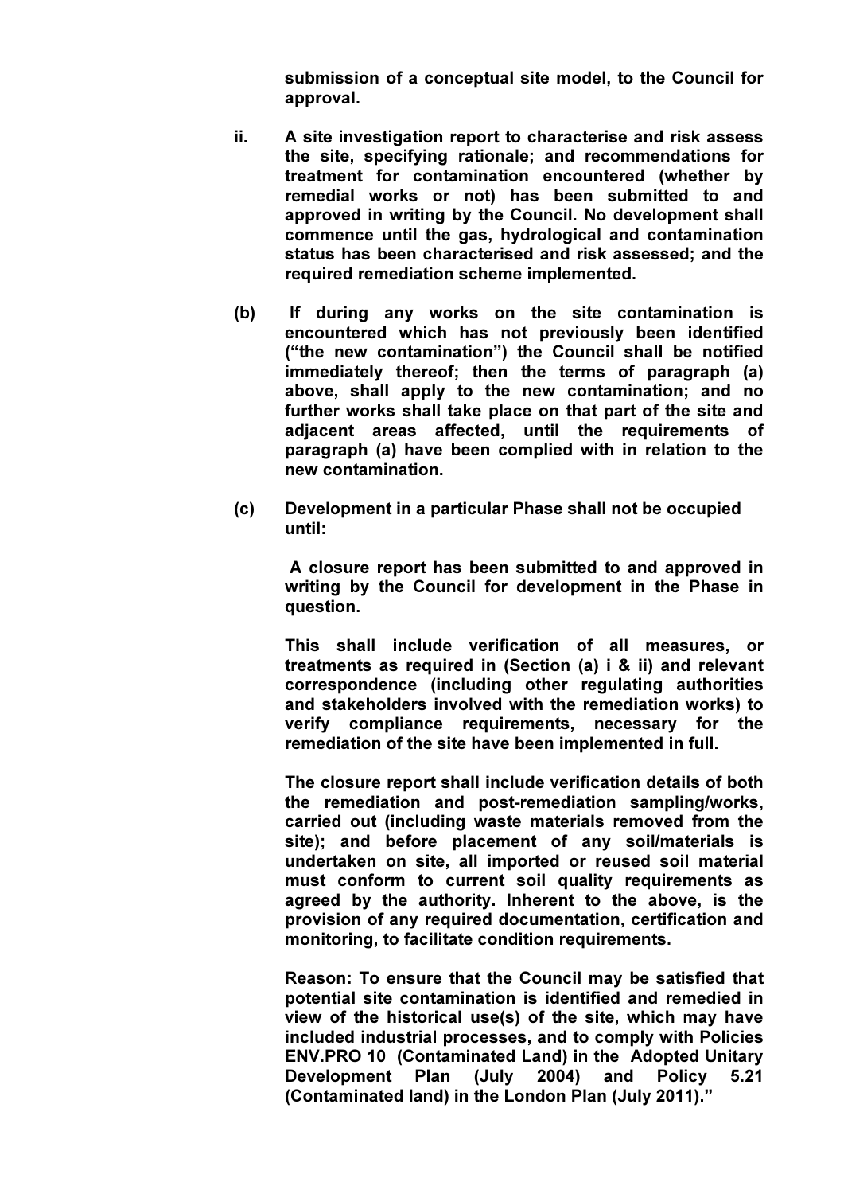**submission of a conceptual site model, to the Council for approval.**

**ii.** **A site investigation report to characterise and risk assess the site, specifying rationale; and recommendations for treatment for contamination encountered (whether by remedial works or not) has been submitted to and approved in writing by the Council. No development shall commence until the gas, hydrological and contamination status has been characterised and risk assessed; and the required remediation scheme implemented.**

**(b)** **If during any works on the site contamination is encountered which has not previously been identified ("the new contamination") the Council shall be notified immediately thereof; then the terms of paragraph (a) above, shall apply to the new contamination; and no further works shall take place on that part of the site and adjacent areas affected, until the requirements of paragraph (a) have been complied with in relation to the new contamination.**

**(c)** **Development in a particular Phase shall not be occupied until:**

**A closure report has been submitted to and approved in writing by the Council for development in the Phase in question.**

**This shall include verification of all measures, or treatments as required in (Section (a) i & ii) and relevant correspondence (including other regulating authorities and stakeholders involved with the remediation works) to verify compliance requirements, necessary for the remediation of the site have been implemented in full.**

**The closure report shall include verification details of both the remediation and post-remediation sampling/works, carried out (including waste materials removed from the site); and before placement of any soil/materials is undertaken on site, all imported or reused soil material must conform to current soil quality requirements as agreed by the authority. Inherent to the above, is the provision of any required documentation, certification and monitoring, to facilitate condition requirements.**

**Reason: To ensure that the Council may be satisfied that potential site contamination is identified and remedied in view of the historical use(s) of the site, which may have included industrial processes, and to comply with Policies ENV.PRO 10 (Contaminated Land) in the Adopted Unitary Development Plan (July 2004) and Policy 5.21 (Contaminated land) in the London Plan (July 2011)."**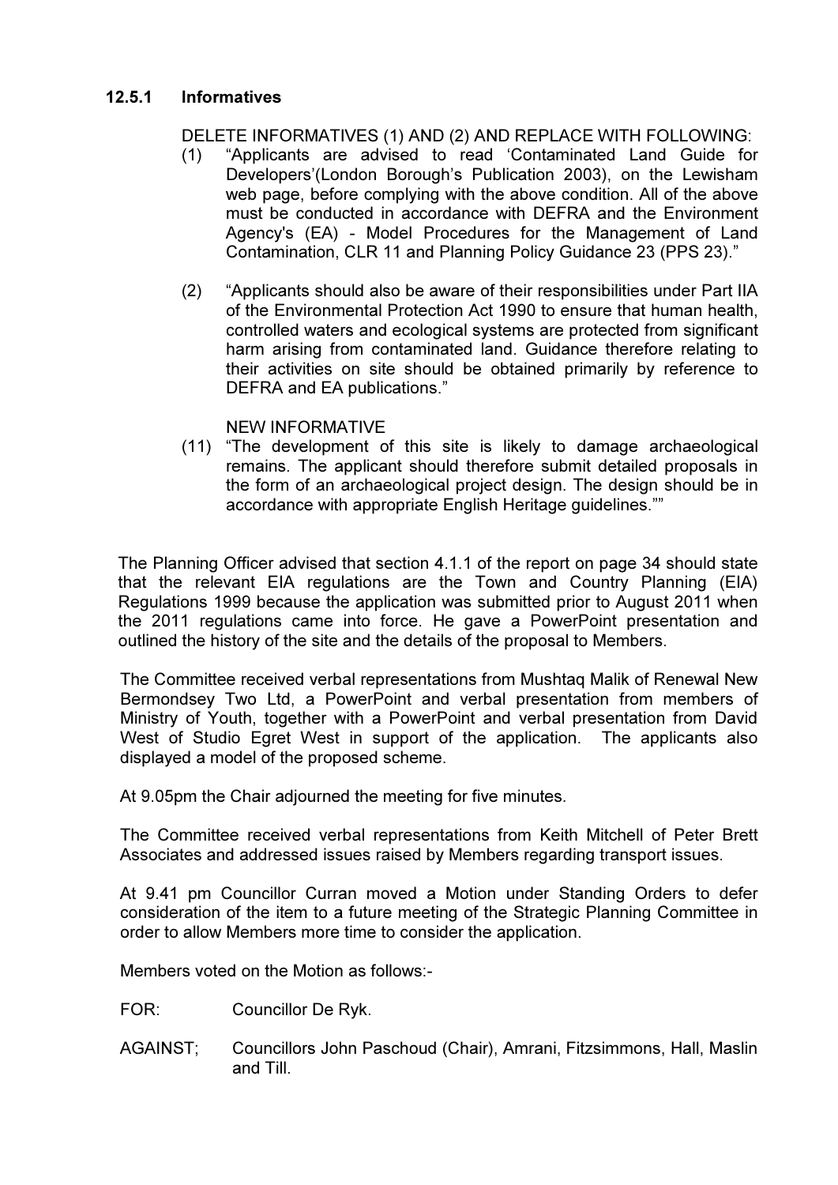### 12.5.1 Informatives

DELETE INFORMATIVES (1) AND (2) AND REPLACE WITH FOLLOWING:

(1) "Applicants are advised to read 'Contaminated Land Guide for Developers'(London Borough's Publication 2003), on the Lewisham web page, before complying with the above condition. All of the above must be conducted in accordance with DEFRA and the Environment Agency's (EA) - Model Procedures for the Management of Land Contamination, CLR 11 and Planning Policy Guidance 23 (PPS 23)."

(2) "Applicants should also be aware of their responsibilities under Part IIA of the Environmental Protection Act 1990 to ensure that human health, controlled waters and ecological systems are protected from significant harm arising from contaminated land. Guidance therefore relating to their activities on site should be obtained primarily by reference to DEFRA and EA publications."

NEW INFORMATIVE

(11) "The development of this site is likely to damage archaeological remains. The applicant should therefore submit detailed proposals in the form of an archaeological project design. The design should be in accordance with appropriate English Heritage guidelines.""

The Planning Officer advised that section 4.1.1 of the report on page 34 should state that the relevant EIA regulations are the Town and Country Planning (EIA) Regulations 1999 because the application was submitted prior to August 2011 when the 2011 regulations came into force. He gave a PowerPoint presentation and outlined the history of the site and the details of the proposal to Members.

The Committee received verbal representations from Mushtaq Malik of Renewal New Bermondsey Two Ltd, a PowerPoint and verbal presentation from members of Ministry of Youth, together with a PowerPoint and verbal presentation from David West of Studio Egret West in support of the application. The applicants also displayed a model of the proposed scheme.

At 9.05pm the Chair adjourned the meeting for five minutes.

The Committee received verbal representations from Keith Mitchell of Peter Brett Associates and addressed issues raised by Members regarding transport issues.

At 9.41 pm Councillor Curran moved a Motion under Standing Orders to defer consideration of the item to a future meeting of the Strategic Planning Committee in order to allow Members more time to consider the application.

Members voted on the Motion as follows:-

FOR: Councillor De Ryk.

AGAINST; Councillors John Paschoud (Chair), Amrani, Fitzsimmons, Hall, Maslin and Till.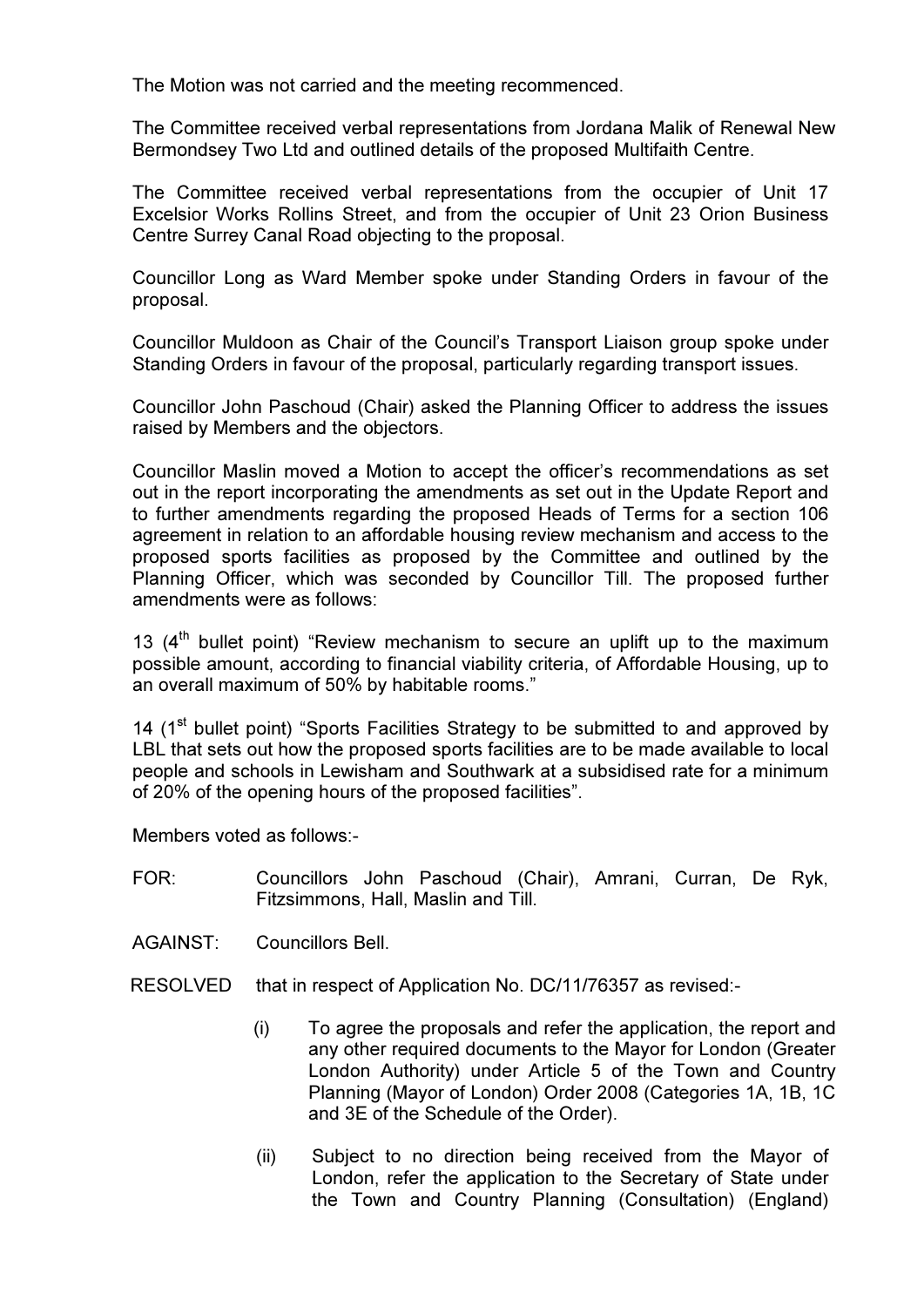The Motion was not carried and the meeting recommenced.

The Committee received verbal representations from Jordana Malik of Renewal New Bermondsey Two Ltd and outlined details of the proposed Multifaith Centre.

The Committee received verbal representations from the occupier of Unit 17 Excelsior Works Rollins Street, and from the occupier of Unit 23 Orion Business Centre Surrey Canal Road objecting to the proposal.

Councillor Long as Ward Member spoke under Standing Orders in favour of the proposal.

Councillor Muldoon as Chair of the Council's Transport Liaison group spoke under Standing Orders in favour of the proposal, particularly regarding transport issues.

Councillor John Paschoud (Chair) asked the Planning Officer to address the issues raised by Members and the objectors.

Councillor Maslin moved a Motion to accept the officer's recommendations as set out in the report incorporating the amendments as set out in the Update Report and to further amendments regarding the proposed Heads of Terms for a section 106 agreement in relation to an affordable housing review mechanism and access to the proposed sports facilities as proposed by the Committee and outlined by the Planning Officer, which was seconded by Councillor Till. The proposed further amendments were as follows:

13 (4th bullet point) "Review mechanism to secure an uplift up to the maximum possible amount, according to financial viability criteria, of Affordable Housing, up to an overall maximum of 50% by habitable rooms."

14 (1st bullet point) "Sports Facilities Strategy to be submitted to and approved by LBL that sets out how the proposed sports facilities are to be made available to local people and schools in Lewisham and Southwark at a subsidised rate for a minimum of 20% of the opening hours of the proposed facilities".

Members voted as follows:-

FOR: Councillors John Paschoud (Chair), Amrani, Curran, De Ryk, Fitzsimmons, Hall, Maslin and Till.

AGAINST: Councillors Bell.

RESOLVED that in respect of Application No. DC/11/76357 as revised:-

(i) To agree the proposals and refer the application, the report and any other required documents to the Mayor for London (Greater London Authority) under Article 5 of the Town and Country Planning (Mayor of London) Order 2008 (Categories 1A, 1B, 1C and 3E of the Schedule of the Order).

(ii) Subject to no direction being received from the Mayor of London, refer the application to the Secretary of State under the Town and Country Planning (Consultation) (England)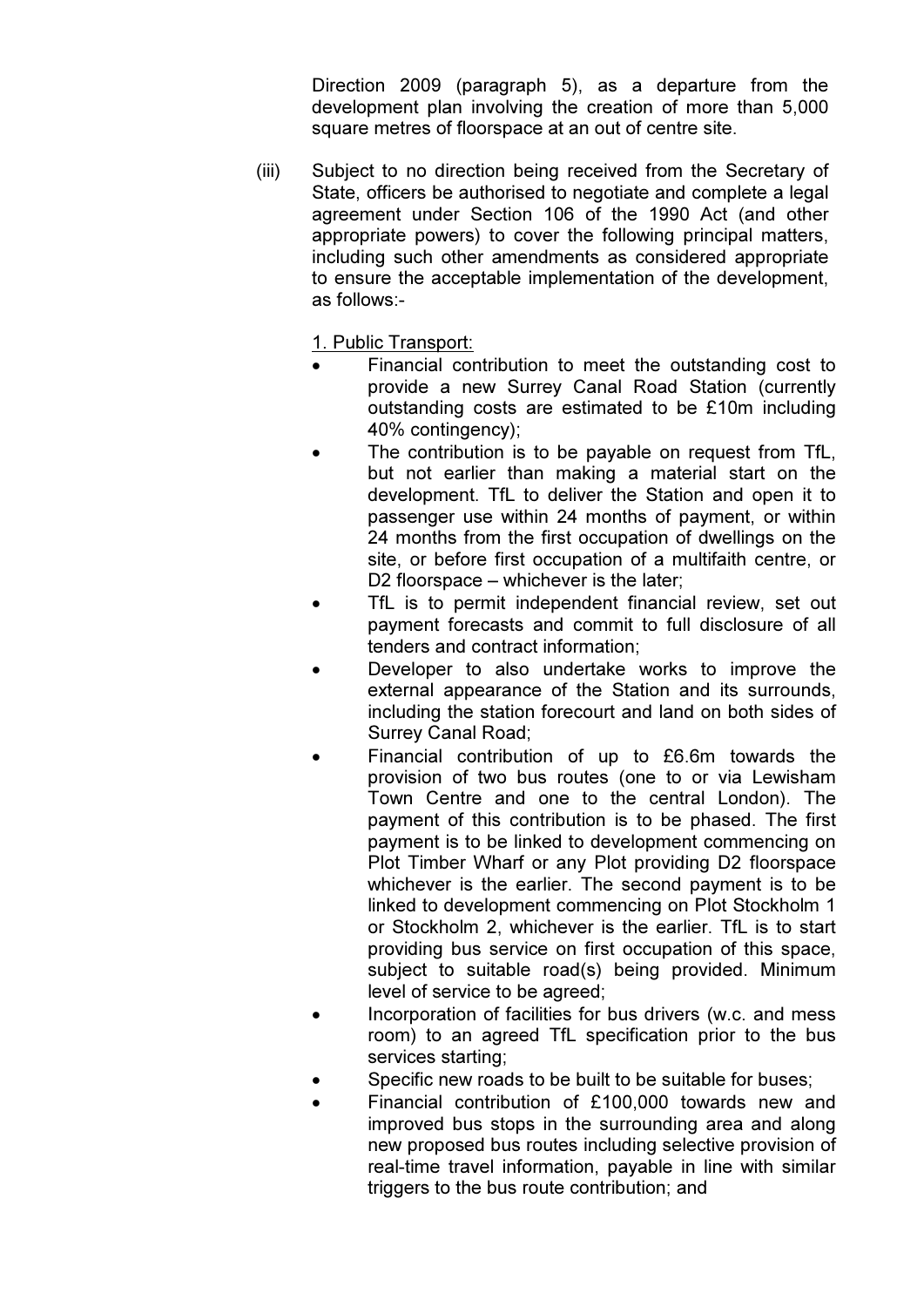Direction 2009 (paragraph 5), as a departure from the development plan involving the creation of more than 5,000 square metres of floorspace at an out of centre site.

(iii) Subject to no direction being received from the Secretary of State, officers be authorised to negotiate and complete a legal agreement under Section 106 of the 1990 Act (and other appropriate powers) to cover the following principal matters, including such other amendments as considered appropriate to ensure the acceptable implementation of the development, as follows:-

<u>1. Public Transport:</u>

- Financial contribution to meet the outstanding cost to provide a new Surrey Canal Road Station (currently outstanding costs are estimated to be £10m including 40% contingency);
- The contribution is to be payable on request from TfL, but not earlier than making a material start on the development. TfL to deliver the Station and open it to passenger use within 24 months of payment, or within 24 months from the first occupation of dwellings on the site, or before first occupation of a multifaith centre, or D2 floorspace – whichever is the later;
- TfL is to permit independent financial review, set out payment forecasts and commit to full disclosure of all tenders and contract information;
- Developer to also undertake works to improve the external appearance of the Station and its surrounds, including the station forecourt and land on both sides of Surrey Canal Road;
- Financial contribution of up to £6.6m towards the provision of two bus routes (one to or via Lewisham Town Centre and one to the central London). The payment of this contribution is to be phased. The first payment is to be linked to development commencing on Plot Timber Wharf or any Plot providing D2 floorspace whichever is the earlier. The second payment is to be linked to development commencing on Plot Stockholm 1 or Stockholm 2, whichever is the earlier. TfL is to start providing bus service on first occupation of this space, subject to suitable road(s) being provided. Minimum level of service to be agreed;
- Incorporation of facilities for bus drivers (w.c. and mess room) to an agreed TfL specification prior to the bus services starting;
- Specific new roads to be built to be suitable for buses;
- Financial contribution of £100,000 towards new and improved bus stops in the surrounding area and along new proposed bus routes including selective provision of real-time travel information, payable in line with similar triggers to the bus route contribution; and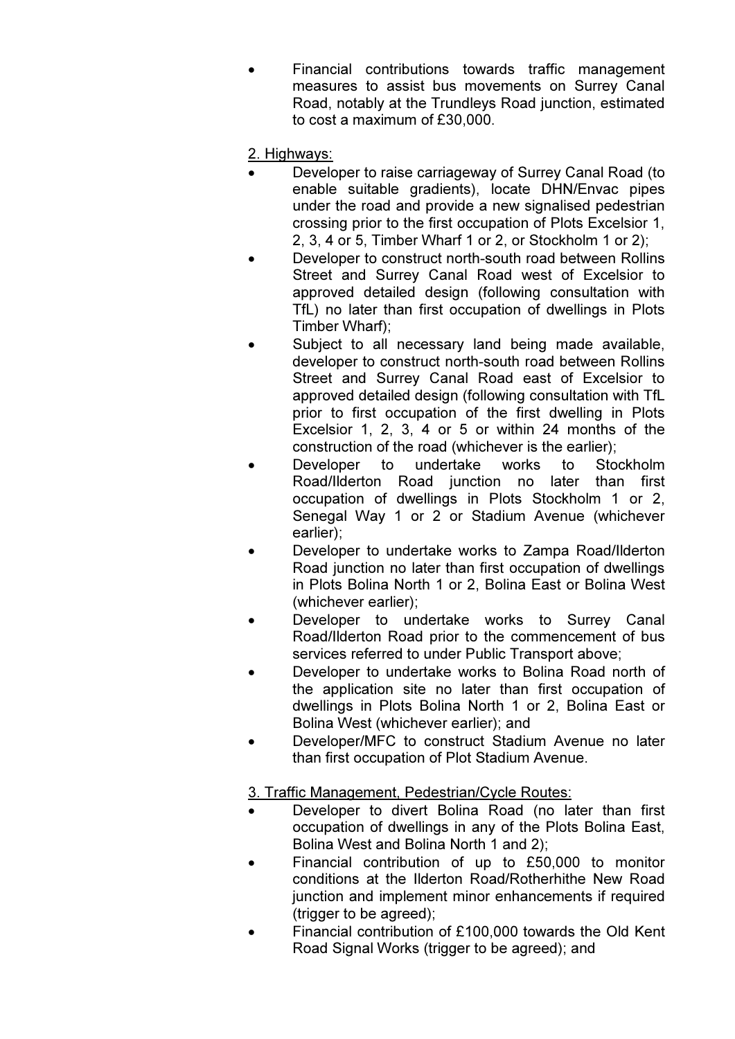- Financial contributions towards traffic management measures to assist bus movements on Surrey Canal Road, notably at the Trundleys Road junction, estimated to cost a maximum of £30,000.

2. Highways:

- Developer to raise carriageway of Surrey Canal Road (to enable suitable gradients), locate DHN/Envac pipes under the road and provide a new signalised pedestrian crossing prior to the first occupation of Plots Excelsior 1, 2, 3, 4 or 5, Timber Wharf 1 or 2, or Stockholm 1 or 2);
- Developer to construct north-south road between Rollins Street and Surrey Canal Road west of Excelsior to approved detailed design (following consultation with TfL) no later than first occupation of dwellings in Plots Timber Wharf);
- Subject to all necessary land being made available, developer to construct north-south road between Rollins Street and Surrey Canal Road east of Excelsior to approved detailed design (following consultation with TfL prior to first occupation of the first dwelling in Plots Excelsior 1, 2, 3, 4 or 5 or within 24 months of the construction of the road (whichever is the earlier);
- Developer to undertake works to Stockholm Road/Ilderton Road junction no later than first occupation of dwellings in Plots Stockholm 1 or 2, Senegal Way 1 or 2 or Stadium Avenue (whichever earlier);
- Developer to undertake works to Zampa Road/Ilderton Road junction no later than first occupation of dwellings in Plots Bolina North 1 or 2, Bolina East or Bolina West (whichever earlier);
- Developer to undertake works to Surrey Canal Road/Ilderton Road prior to the commencement of bus services referred to under Public Transport above;
- Developer to undertake works to Bolina Road north of the application site no later than first occupation of dwellings in Plots Bolina North 1 or 2, Bolina East or Bolina West (whichever earlier); and
- Developer/MFC to construct Stadium Avenue no later than first occupation of Plot Stadium Avenue.

3. Traffic Management, Pedestrian/Cycle Routes:

- Developer to divert Bolina Road (no later than first occupation of dwellings in any of the Plots Bolina East, Bolina West and Bolina North 1 and 2);
- Financial contribution of up to £50,000 to monitor conditions at the Ilderton Road/Rotherhithe New Road junction and implement minor enhancements if required (trigger to be agreed);
- Financial contribution of £100,000 towards the Old Kent Road Signal Works (trigger to be agreed); and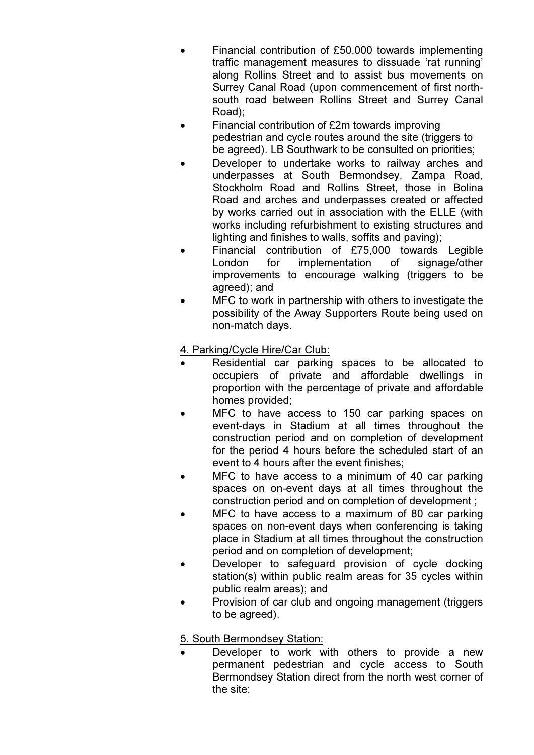- Financial contribution of £50,000 towards implementing traffic management measures to dissuade 'rat running' along Rollins Street and to assist bus movements on Surrey Canal Road (upon commencement of first north-south road between Rollins Street and Surrey Canal Road);
- Financial contribution of £2m towards improving pedestrian and cycle routes around the site (triggers to be agreed). LB Southwark to be consulted on priorities;
- Developer to undertake works to railway arches and underpasses at South Bermondsey, Zampa Road, Stockholm Road and Rollins Street, those in Bolina Road and arches and underpasses created or affected by works carried out in association with the ELLE (with works including refurbishment to existing structures and lighting and finishes to walls, soffits and paving);
- Financial contribution of £75,000 towards Legible London for implementation of signage/other improvements to encourage walking (triggers to be agreed); and
- MFC to work in partnership with others to investigate the possibility of the Away Supporters Route being used on non-match days.

<u>4. Parking/Cycle Hire/Car Club:</u>

- Residential car parking spaces to be allocated to occupiers of private and affordable dwellings in proportion with the percentage of private and affordable homes provided;
- MFC to have access to 150 car parking spaces on event-days in Stadium at all times throughout the construction period and on completion of development for the period 4 hours before the scheduled start of an event to 4 hours after the event finishes;
- MFC to have access to a minimum of 40 car parking spaces on on-event days at all times throughout the construction period and on completion of development ;
- MFC to have access to a maximum of 80 car parking spaces on non-event days when conferencing is taking place in Stadium at all times throughout the construction period and on completion of development;
- Developer to safeguard provision of cycle docking station(s) within public realm areas for 35 cycles within public realm areas); and
- Provision of car club and ongoing management (triggers to be agreed).

<u>5. South Bermondsey Station:</u>

- Developer to work with others to provide a new permanent pedestrian and cycle access to South Bermondsey Station direct from the north west corner of the site;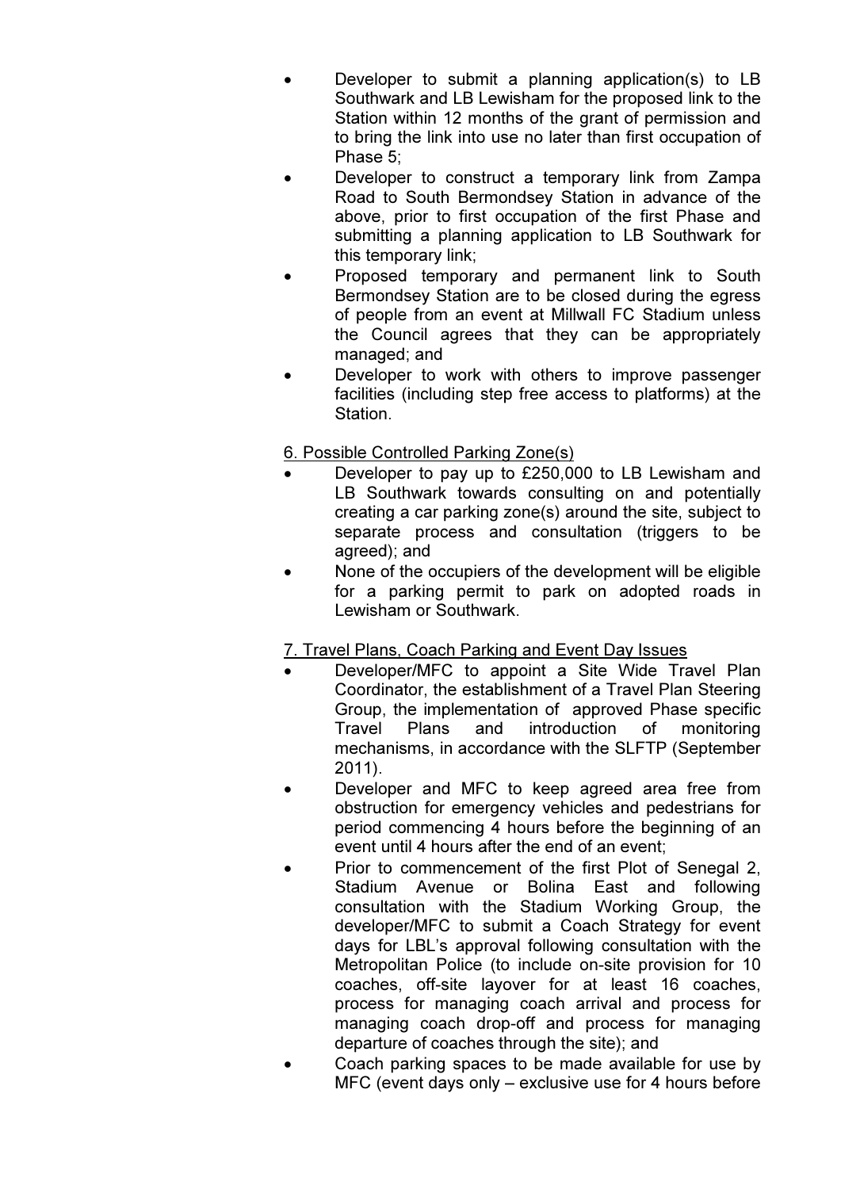- Developer to submit a planning application(s) to LB Southwark and LB Lewisham for the proposed link to the Station within 12 months of the grant of permission and to bring the link into use no later than first occupation of Phase 5;
- Developer to construct a temporary link from Zampa Road to South Bermondsey Station in advance of the above, prior to first occupation of the first Phase and submitting a planning application to LB Southwark for this temporary link;
- Proposed temporary and permanent link to South Bermondsey Station are to be closed during the egress of people from an event at Millwall FC Stadium unless the Council agrees that they can be appropriately managed; and
- Developer to work with others to improve passenger facilities (including step free access to platforms) at the Station.

6. Possible Controlled Parking Zone(s)

- Developer to pay up to £250,000 to LB Lewisham and LB Southwark towards consulting on and potentially creating a car parking zone(s) around the site, subject to separate process and consultation (triggers to be agreed); and
- None of the occupiers of the development will be eligible for a parking permit to park on adopted roads in Lewisham or Southwark.

7. Travel Plans, Coach Parking and Event Day Issues

- Developer/MFC to appoint a Site Wide Travel Plan Coordinator, the establishment of a Travel Plan Steering Group, the implementation of approved Phase specific Travel Plans and introduction of monitoring mechanisms, in accordance with the SLFTP (September 2011).
- Developer and MFC to keep agreed area free from obstruction for emergency vehicles and pedestrians for period commencing 4 hours before the beginning of an event until 4 hours after the end of an event;
- Prior to commencement of the first Plot of Senegal 2, Stadium Avenue or Bolina East and following consultation with the Stadium Working Group, the developer/MFC to submit a Coach Strategy for event days for LBL's approval following consultation with the Metropolitan Police (to include on-site provision for 10 coaches, off-site layover for at least 16 coaches, process for managing coach arrival and process for managing coach drop-off and process for managing departure of coaches through the site); and
- Coach parking spaces to be made available for use by MFC (event days only – exclusive use for 4 hours before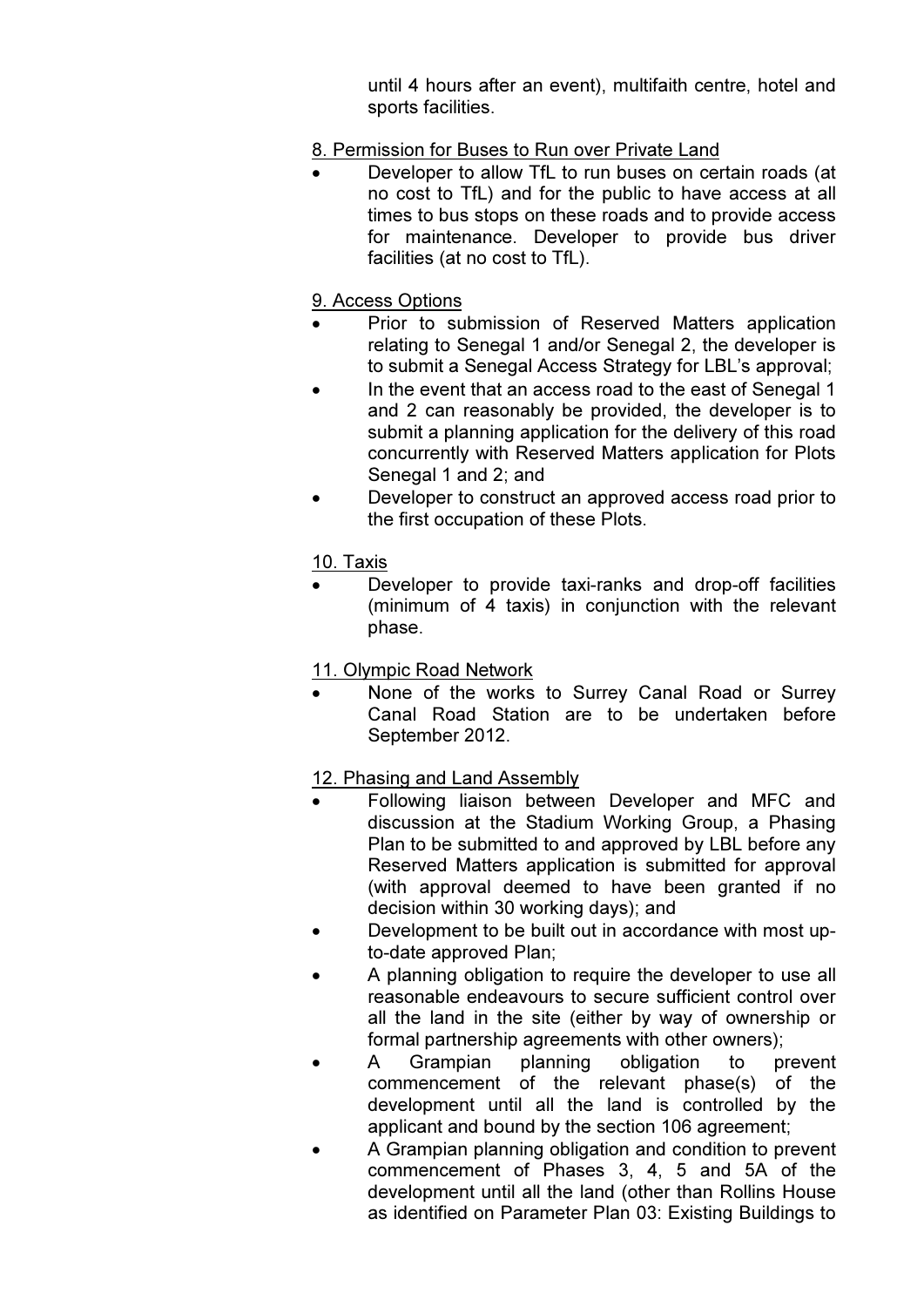until 4 hours after an event), multifaith centre, hotel and sports facilities.

8. Permission for Buses to Run over Private Land

- Developer to allow TfL to run buses on certain roads (at no cost to TfL) and for the public to have access at all times to bus stops on these roads and to provide access for maintenance. Developer to provide bus driver facilities (at no cost to TfL).

9. Access Options

- Prior to submission of Reserved Matters application relating to Senegal 1 and/or Senegal 2, the developer is to submit a Senegal Access Strategy for LBL's approval;
- In the event that an access road to the east of Senegal 1 and 2 can reasonably be provided, the developer is to submit a planning application for the delivery of this road concurrently with Reserved Matters application for Plots Senegal 1 and 2; and
- Developer to construct an approved access road prior to the first occupation of these Plots.

10. Taxis

- Developer to provide taxi-ranks and drop-off facilities (minimum of 4 taxis) in conjunction with the relevant phase.

11. Olympic Road Network

- None of the works to Surrey Canal Road or Surrey Canal Road Station are to be undertaken before September 2012.

12. Phasing and Land Assembly

- Following liaison between Developer and MFC and discussion at the Stadium Working Group, a Phasing Plan to be submitted to and approved by LBL before any Reserved Matters application is submitted for approval (with approval deemed to have been granted if no decision within 30 working days); and
- Development to be built out in accordance with most up-to-date approved Plan;
- A planning obligation to require the developer to use all reasonable endeavours to secure sufficient control over all the land in the site (either by way of ownership or formal partnership agreements with other owners);
- A Grampian planning obligation to prevent commencement of the relevant phase(s) of the development until all the land is controlled by the applicant and bound by the section 106 agreement;
- A Grampian planning obligation and condition to prevent commencement of Phases 3, 4, 5 and 5A of the development until all the land (other than Rollins House as identified on Parameter Plan 03: Existing Buildings to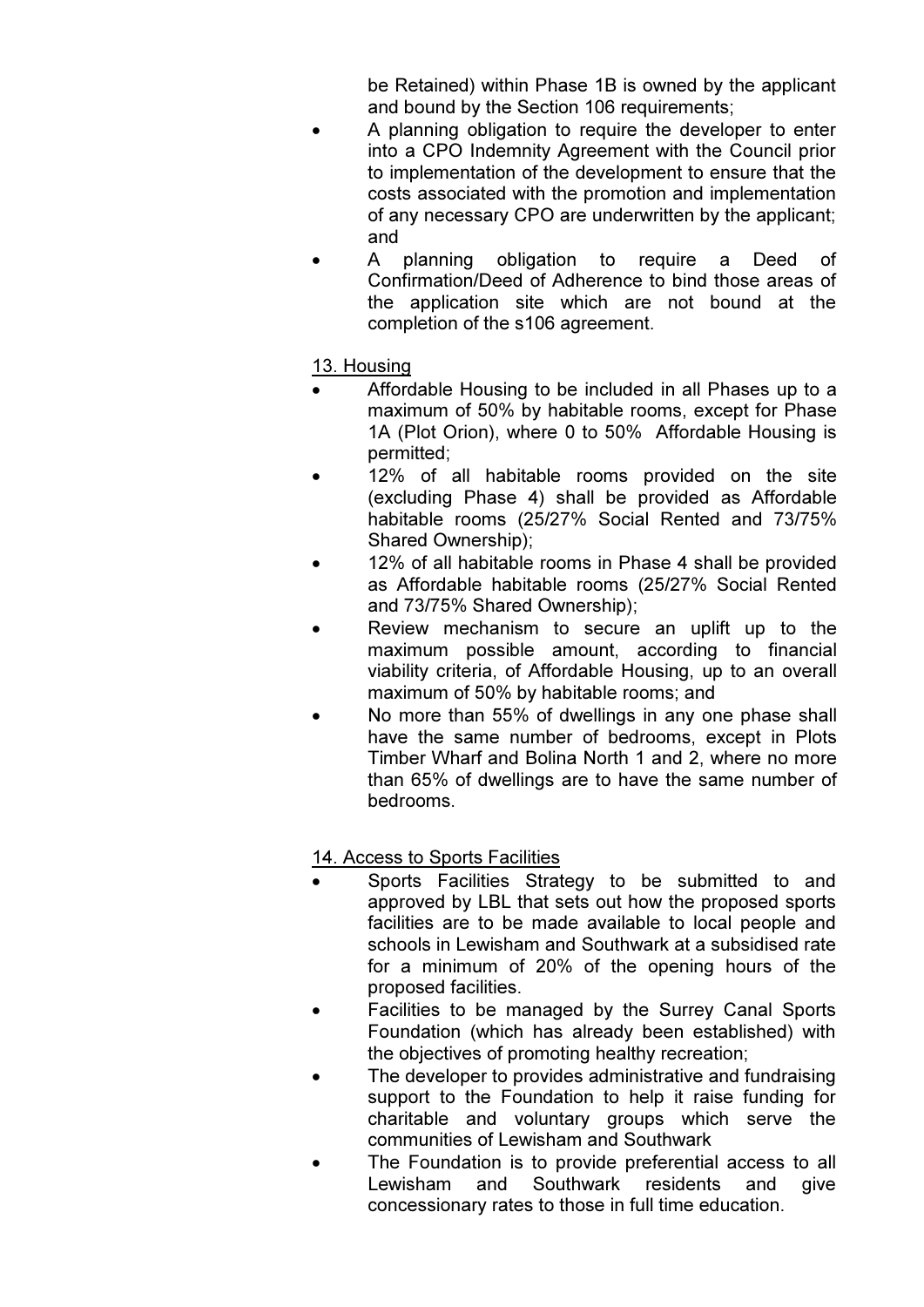be Retained) within Phase 1B is owned by the applicant and bound by the Section 106 requirements;

- A planning obligation to require the developer to enter into a CPO Indemnity Agreement with the Council prior to implementation of the development to ensure that the costs associated with the promotion and implementation of any necessary CPO are underwritten by the applicant; and
- A planning obligation to require a Deed of Confirmation/Deed of Adherence to bind those areas of the application site which are not bound at the completion of the s106 agreement.

13. Housing

- Affordable Housing to be included in all Phases up to a maximum of 50% by habitable rooms, except for Phase 1A (Plot Orion), where 0 to 50% Affordable Housing is permitted;
- 12% of all habitable rooms provided on the site (excluding Phase 4) shall be provided as Affordable habitable rooms (25/27% Social Rented and 73/75% Shared Ownership);
- 12% of all habitable rooms in Phase 4 shall be provided as Affordable habitable rooms (25/27% Social Rented and 73/75% Shared Ownership);
- Review mechanism to secure an uplift up to the maximum possible amount, according to financial viability criteria, of Affordable Housing, up to an overall maximum of 50% by habitable rooms; and
- No more than 55% of dwellings in any one phase shall have the same number of bedrooms, except in Plots Timber Wharf and Bolina North 1 and 2, where no more than 65% of dwellings are to have the same number of bedrooms.

14. Access to Sports Facilities

- Sports Facilities Strategy to be submitted to and approved by LBL that sets out how the proposed sports facilities are to be made available to local people and schools in Lewisham and Southwark at a subsidised rate for a minimum of 20% of the opening hours of the proposed facilities.
- Facilities to be managed by the Surrey Canal Sports Foundation (which has already been established) with the objectives of promoting healthy recreation;
- The developer to provides administrative and fundraising support to the Foundation to help it raise funding for charitable and voluntary groups which serve the communities of Lewisham and Southwark
- The Foundation is to provide preferential access to all Lewisham and Southwark residents and give concessionary rates to those in full time education.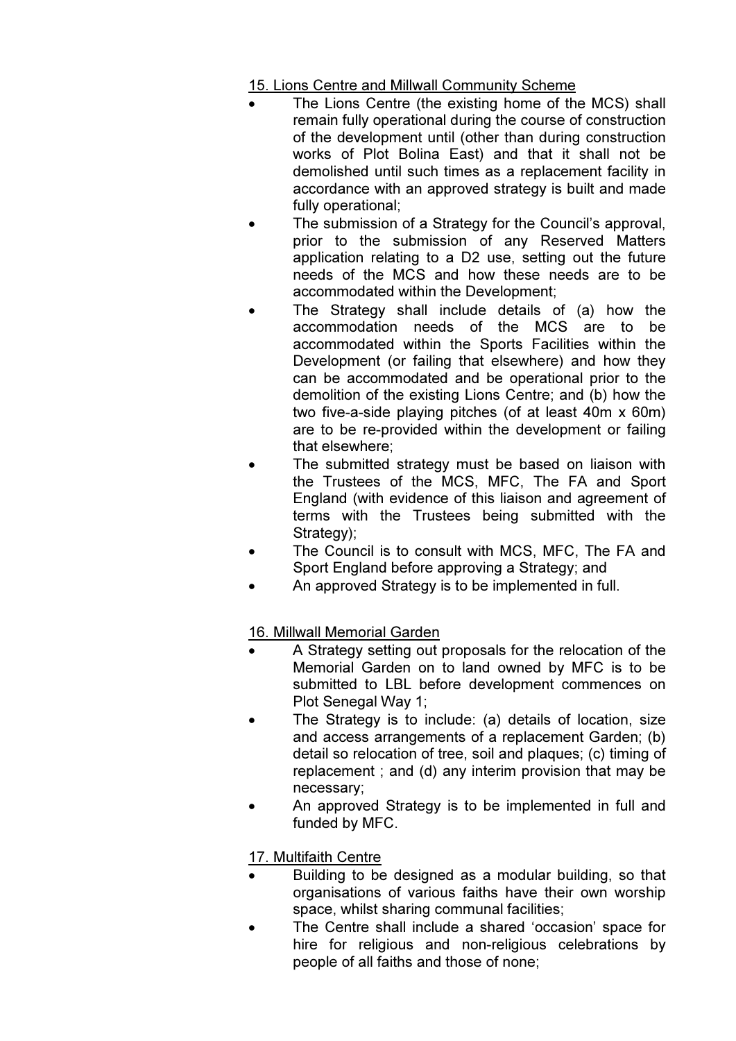15. Lions Centre and Millwall Community Scheme

- The Lions Centre (the existing home of the MCS) shall remain fully operational during the course of construction of the development until (other than during construction works of Plot Bolina East) and that it shall not be demolished until such times as a replacement facility in accordance with an approved strategy is built and made fully operational;
- The submission of a Strategy for the Council's approval, prior to the submission of any Reserved Matters application relating to a D2 use, setting out the future needs of the MCS and how these needs are to be accommodated within the Development;
- The Strategy shall include details of (a) how the accommodation needs of the MCS are to be accommodated within the Sports Facilities within the Development (or failing that elsewhere) and how they can be accommodated and be operational prior to the demolition of the existing Lions Centre; and (b) how the two five-a-side playing pitches (of at least 40m x 60m) are to be re-provided within the development or failing that elsewhere;
- The submitted strategy must be based on liaison with the Trustees of the MCS, MFC, The FA and Sport England (with evidence of this liaison and agreement of terms with the Trustees being submitted with the Strategy);
- The Council is to consult with MCS, MFC, The FA and Sport England before approving a Strategy; and
- An approved Strategy is to be implemented in full.

16. Millwall Memorial Garden

- A Strategy setting out proposals for the relocation of the Memorial Garden on to land owned by MFC is to be submitted to LBL before development commences on Plot Senegal Way 1;
- The Strategy is to include: (a) details of location, size and access arrangements of a replacement Garden; (b) detail so relocation of tree, soil and plaques; (c) timing of replacement ; and (d) any interim provision that may be necessary;
- An approved Strategy is to be implemented in full and funded by MFC.

17. Multifaith Centre

- Building to be designed as a modular building, so that organisations of various faiths have their own worship space, whilst sharing communal facilities;
- The Centre shall include a shared 'occasion' space for hire for religious and non-religious celebrations by people of all faiths and those of none;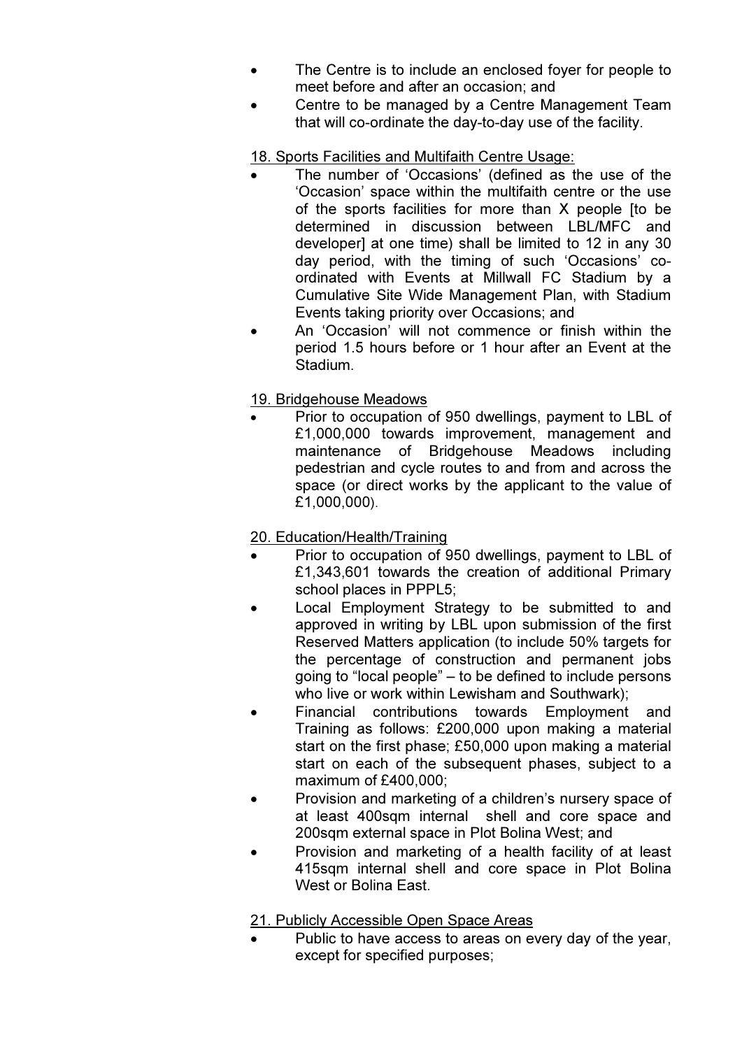- The Centre is to include an enclosed foyer for people to meet before and after an occasion; and
- Centre to be managed by a Centre Management Team that will co-ordinate the day-to-day use of the facility.

<u>18. Sports Facilities and Multifaith Centre Usage:</u>

- The number of 'Occasions' (defined as the use of the 'Occasion' space within the multifaith centre or the use of the sports facilities for more than X people [to be determined in discussion between LBL/MFC and developer] at one time) shall be limited to 12 in any 30 day period, with the timing of such 'Occasions' co-ordinated with Events at Millwall FC Stadium by a Cumulative Site Wide Management Plan, with Stadium Events taking priority over Occasions; and
- An 'Occasion' will not commence or finish within the period 1.5 hours before or 1 hour after an Event at the Stadium.

<u>19. Bridgehouse Meadows</u>

- Prior to occupation of 950 dwellings, payment to LBL of £1,000,000 towards improvement, management and maintenance of Bridgehouse Meadows including pedestrian and cycle routes to and from and across the space (or direct works by the applicant to the value of £1,000,000).

<u>20. Education/Health/Training</u>

- Prior to occupation of 950 dwellings, payment to LBL of £1,343,601 towards the creation of additional Primary school places in PPPL5;
- Local Employment Strategy to be submitted to and approved in writing by LBL upon submission of the first Reserved Matters application (to include 50% targets for the percentage of construction and permanent jobs going to "local people" – to be defined to include persons who live or work within Lewisham and Southwark);
- Financial contributions towards Employment and Training as follows: £200,000 upon making a material start on the first phase; £50,000 upon making a material start on each of the subsequent phases, subject to a maximum of £400,000;
- Provision and marketing of a children's nursery space of at least 400sqm internal shell and core space and 200sqm external space in Plot Bolina West; and
- Provision and marketing of a health facility of at least 415sqm internal shell and core space in Plot Bolina West or Bolina East.

<u>21. Publicly Accessible Open Space Areas</u>

- Public to have access to areas on every day of the year, except for specified purposes;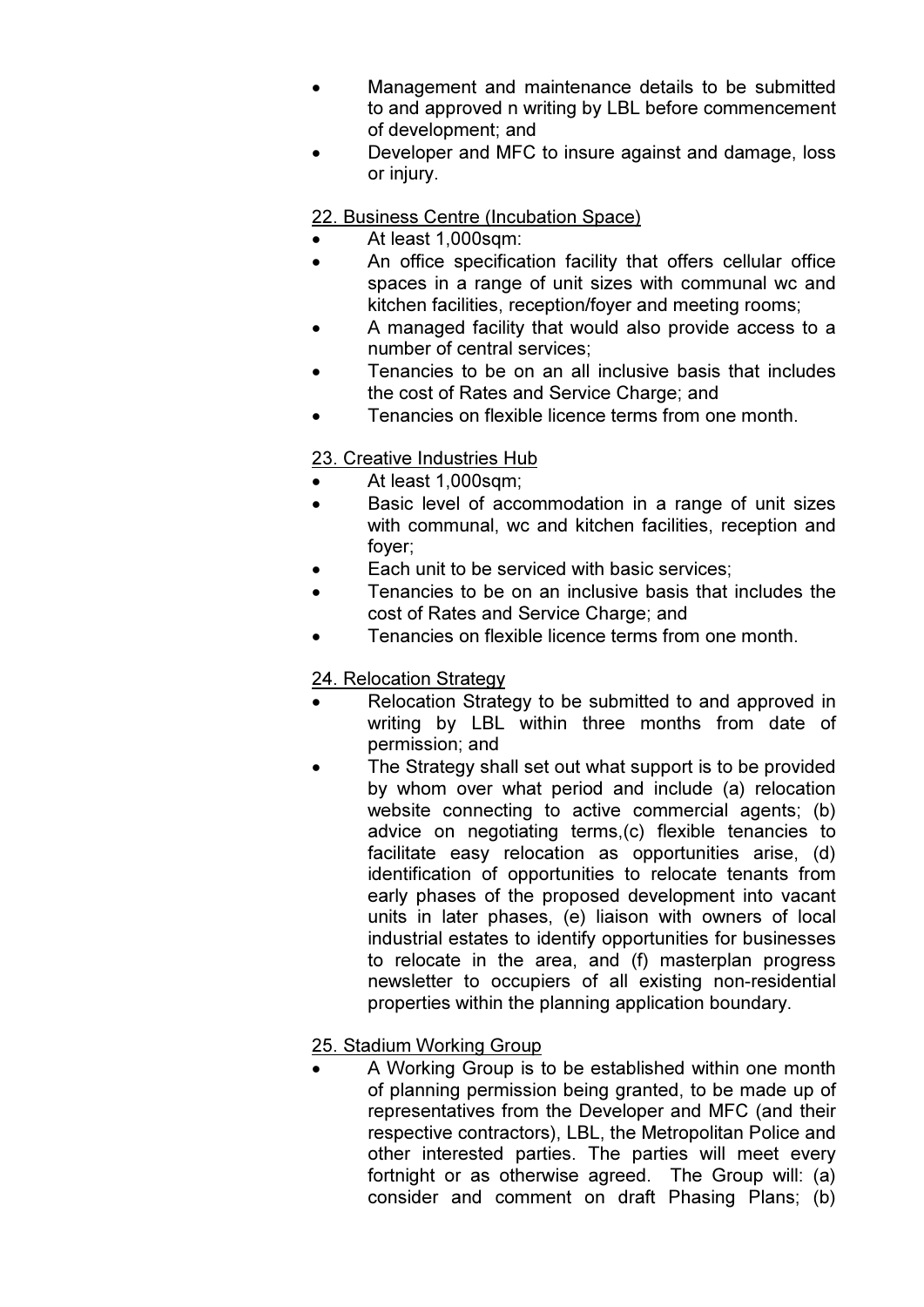- Management and maintenance details to be submitted to and approved n writing by LBL before commencement of development; and
- Developer and MFC to insure against and damage, loss or injury.

22. Business Centre (Incubation Space)

- At least 1,000sqm:
- An office specification facility that offers cellular office spaces in a range of unit sizes with communal wc and kitchen facilities, reception/foyer and meeting rooms;
- A managed facility that would also provide access to a number of central services;
- Tenancies to be on an all inclusive basis that includes the cost of Rates and Service Charge; and
- Tenancies on flexible licence terms from one month.

23. Creative Industries Hub

- At least 1,000sqm;
- Basic level of accommodation in a range of unit sizes with communal, wc and kitchen facilities, reception and foyer;
- Each unit to be serviced with basic services;
- Tenancies to be on an inclusive basis that includes the cost of Rates and Service Charge; and
- Tenancies on flexible licence terms from one month.

24. Relocation Strategy

- Relocation Strategy to be submitted to and approved in writing by LBL within three months from date of permission; and
- The Strategy shall set out what support is to be provided by whom over what period and include (a) relocation website connecting to active commercial agents; (b) advice on negotiating terms,(c) flexible tenancies to facilitate easy relocation as opportunities arise, (d) identification of opportunities to relocate tenants from early phases of the proposed development into vacant units in later phases, (e) liaison with owners of local industrial estates to identify opportunities for businesses to relocate in the area, and (f) masterplan progress newsletter to occupiers of all existing non-residential properties within the planning application boundary.

25. Stadium Working Group

- A Working Group is to be established within one month of planning permission being granted, to be made up of representatives from the Developer and MFC (and their respective contractors), LBL, the Metropolitan Police and other interested parties. The parties will meet every fortnight or as otherwise agreed. The Group will: (a) consider and comment on draft Phasing Plans; (b)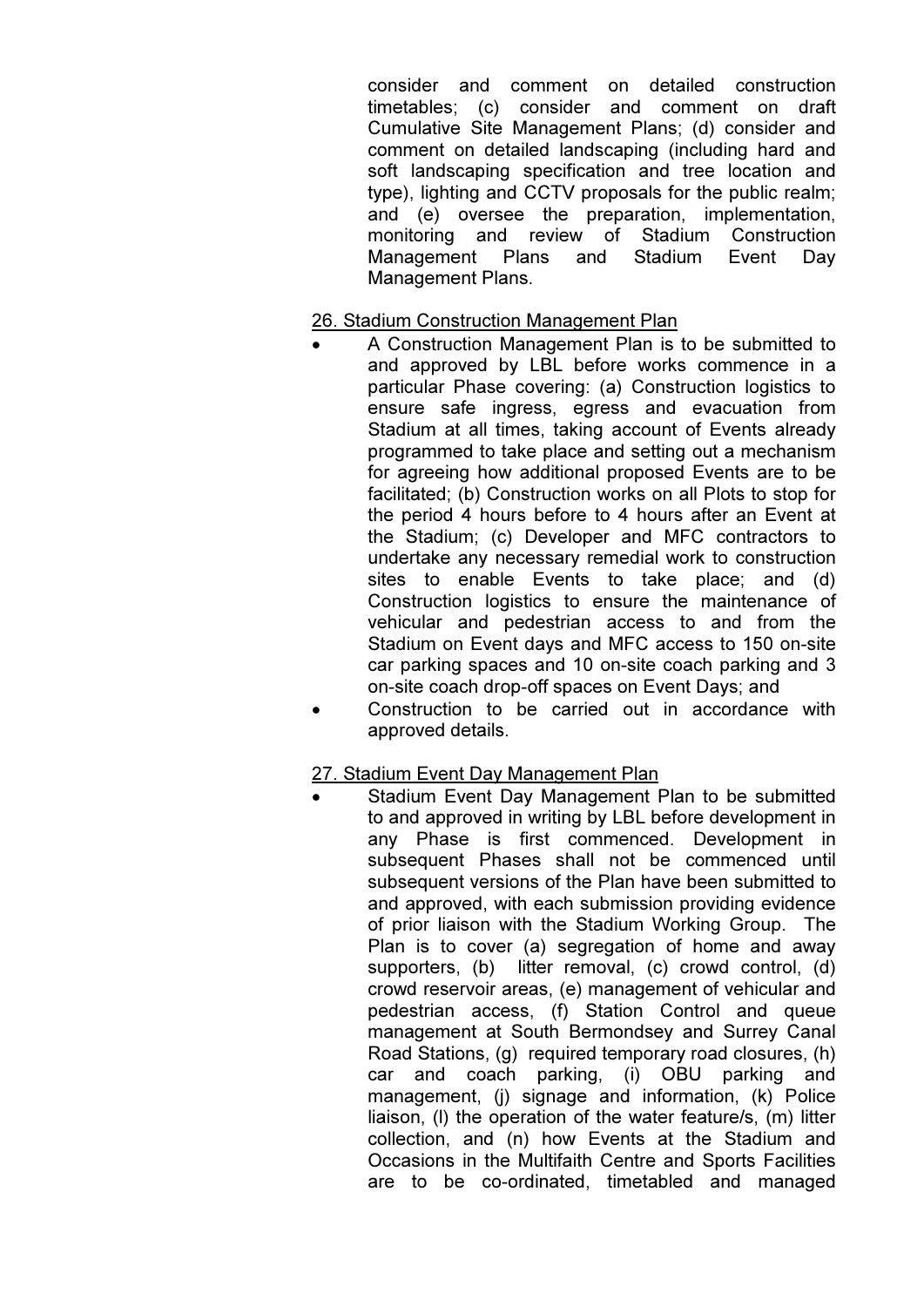consider and comment on detailed construction timetables; (c) consider and comment on draft Cumulative Site Management Plans; (d) consider and comment on detailed landscaping (including hard and soft landscaping specification and tree location and type), lighting and CCTV proposals for the public realm; and (e) oversee the preparation, implementation, monitoring and review of Stadium Construction Management Plans and Stadium Event Day Management Plans.

26. Stadium Construction Management Plan

- A Construction Management Plan is to be submitted to and approved by LBL before works commence in a particular Phase covering: (a) Construction logistics to ensure safe ingress, egress and evacuation from Stadium at all times, taking account of Events already programmed to take place and setting out a mechanism for agreeing how additional proposed Events are to be facilitated; (b) Construction works on all Plots to stop for the period 4 hours before to 4 hours after an Event at the Stadium; (c) Developer and MFC contractors to undertake any necessary remedial work to construction sites to enable Events to take place; and (d) Construction logistics to ensure the maintenance of vehicular and pedestrian access to and from the Stadium on Event days and MFC access to 150 on-site car parking spaces and 10 on-site coach parking and 3 on-site coach drop-off spaces on Event Days; and
- Construction to be carried out in accordance with approved details.

27. Stadium Event Day Management Plan

- Stadium Event Day Management Plan to be submitted to and approved in writing by LBL before development in any Phase is first commenced. Development in subsequent Phases shall not be commenced until subsequent versions of the Plan have been submitted to and approved, with each submission providing evidence of prior liaison with the Stadium Working Group. The Plan is to cover (a) segregation of home and away supporters, (b) litter removal, (c) crowd control, (d) crowd reservoir areas, (e) management of vehicular and pedestrian access, (f) Station Control and queue management at South Bermondsey and Surrey Canal Road Stations, (g) required temporary road closures, (h) car and coach parking, (i) OBU parking and management, (j) signage and information, (k) Police liaison, (l) the operation of the water feature/s, (m) litter collection, and (n) how Events at the Stadium and Occasions in the Multifaith Centre and Sports Facilities are to be co-ordinated, timetabled and managed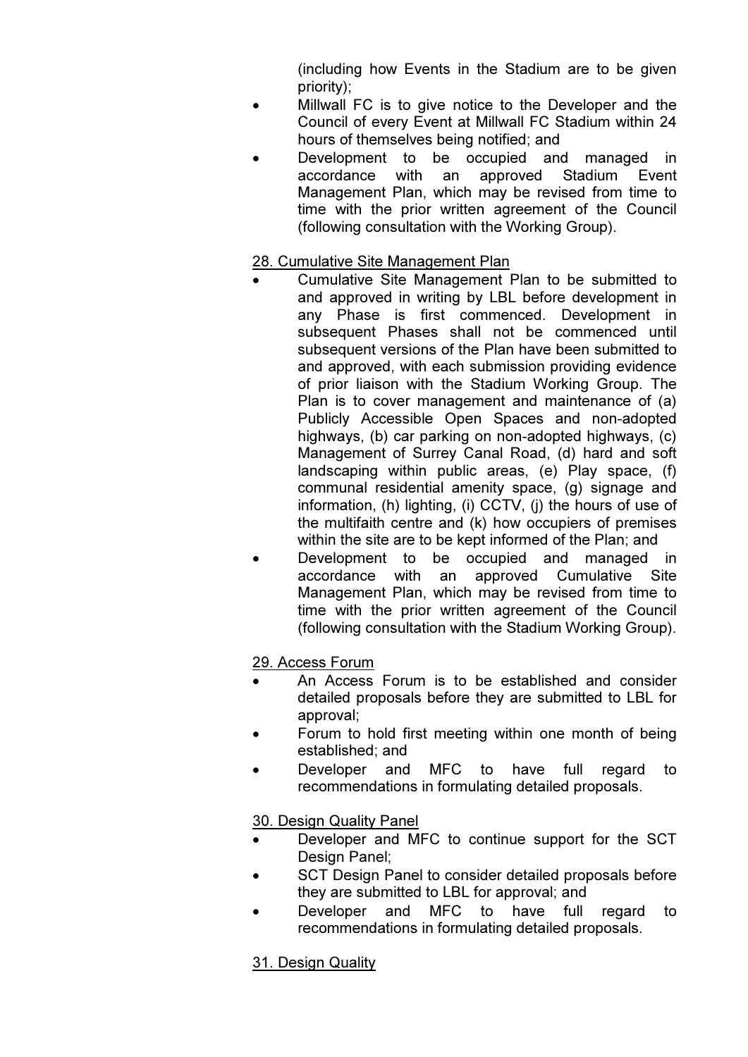(including how Events in the Stadium are to be given priority);

- Millwall FC is to give notice to the Developer and the Council of every Event at Millwall FC Stadium within 24 hours of themselves being notified; and
- Development to be occupied and managed in accordance with an approved Stadium Event Management Plan, which may be revised from time to time with the prior written agreement of the Council (following consultation with the Working Group).

<u>28. Cumulative Site Management Plan</u>

- Cumulative Site Management Plan to be submitted to and approved in writing by LBL before development in any Phase is first commenced. Development in subsequent Phases shall not be commenced until subsequent versions of the Plan have been submitted to and approved, with each submission providing evidence of prior liaison with the Stadium Working Group. The Plan is to cover management and maintenance of (a) Publicly Accessible Open Spaces and non-adopted highways, (b) car parking on non-adopted highways, (c) Management of Surrey Canal Road, (d) hard and soft landscaping within public areas, (e) Play space, (f) communal residential amenity space, (g) signage and information, (h) lighting, (i) CCTV, (j) the hours of use of the multifaith centre and (k) how occupiers of premises within the site are to be kept informed of the Plan; and
- Development to be occupied and managed in accordance with an approved Cumulative Site Management Plan, which may be revised from time to time with the prior written agreement of the Council (following consultation with the Stadium Working Group).

<u>29. Access Forum</u>

- An Access Forum is to be established and consider detailed proposals before they are submitted to LBL for approval;
- Forum to hold first meeting within one month of being established; and
- Developer and MFC to have full regard to recommendations in formulating detailed proposals.

<u>30. Design Quality Panel</u>

- Developer and MFC to continue support for the SCT Design Panel;
- SCT Design Panel to consider detailed proposals before they are submitted to LBL for approval; and
- Developer and MFC to have full regard to recommendations in formulating detailed proposals.

<u>31. Design Quality</u>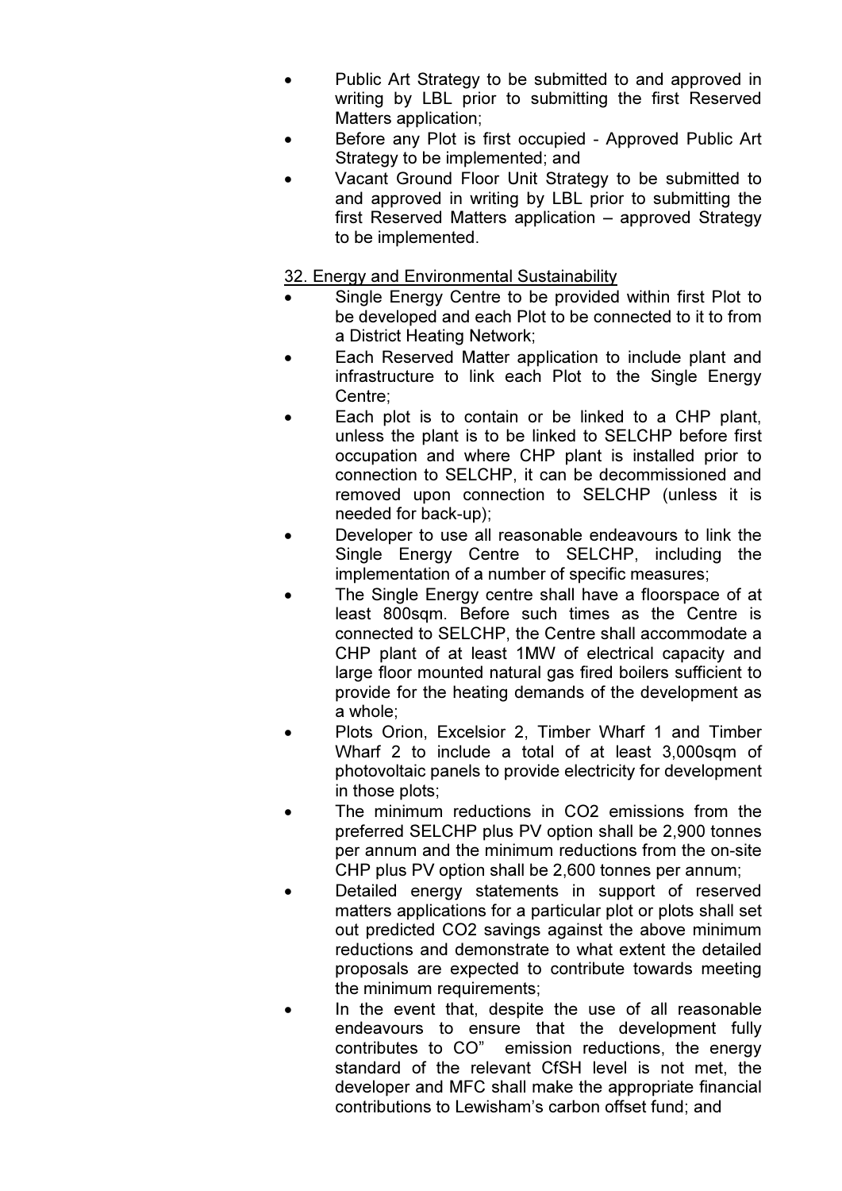- Public Art Strategy to be submitted to and approved in writing by LBL prior to submitting the first Reserved Matters application;
- Before any Plot is first occupied - Approved Public Art Strategy to be implemented; and
- Vacant Ground Floor Unit Strategy to be submitted to and approved in writing by LBL prior to submitting the first Reserved Matters application – approved Strategy to be implemented.

<u>32. Energy and Environmental Sustainability</u>

- Single Energy Centre to be provided within first Plot to be developed and each Plot to be connected to it to from a District Heating Network;
- Each Reserved Matter application to include plant and infrastructure to link each Plot to the Single Energy Centre;
- Each plot is to contain or be linked to a CHP plant, unless the plant is to be linked to SELCHP before first occupation and where CHP plant is installed prior to connection to SELCHP, it can be decommissioned and removed upon connection to SELCHP (unless it is needed for back-up);
- Developer to use all reasonable endeavours to link the Single Energy Centre to SELCHP, including the implementation of a number of specific measures;
- The Single Energy centre shall have a floorspace of at least 800sqm. Before such times as the Centre is connected to SELCHP, the Centre shall accommodate a CHP plant of at least 1MW of electrical capacity and large floor mounted natural gas fired boilers sufficient to provide for the heating demands of the development as a whole;
- Plots Orion, Excelsior 2, Timber Wharf 1 and Timber Wharf 2 to include a total of at least 3,000sqm of photovoltaic panels to provide electricity for development in those plots;
- The minimum reductions in $CO_2$ emissions from the preferred SELCHP plus PV option shall be 2,900 tonnes per annum and the minimum reductions from the on-site CHP plus PV option shall be 2,600 tonnes per annum;
- Detailed energy statements in support of reserved matters applications for a particular plot or plots shall set out predicted $CO_2$ savings against the above minimum reductions and demonstrate to what extent the detailed proposals are expected to contribute towards meeting the minimum requirements;
- In the event that, despite the use of all reasonable endeavours to ensure that the development fully contributes to CO” emission reductions, the energy standard of the relevant CfSH level is not met, the developer and MFC shall make the appropriate financial contributions to Lewisham's carbon offset fund; and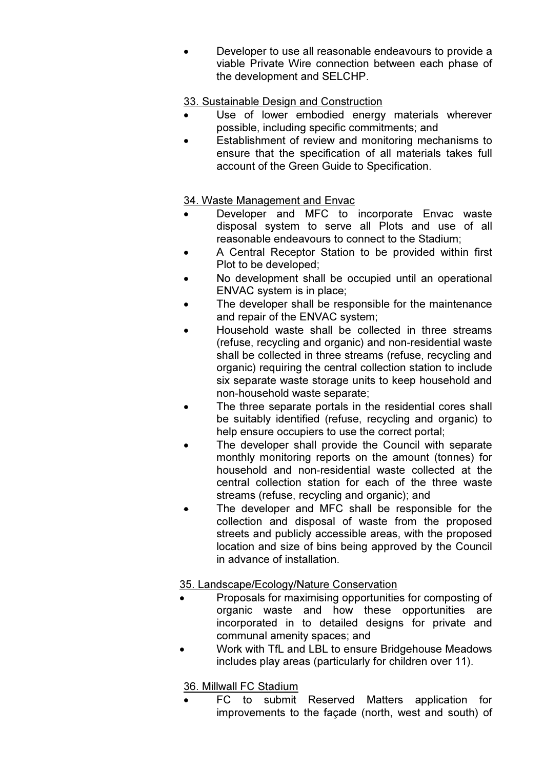- Developer to use all reasonable endeavours to provide a viable Private Wire connection between each phase of the development and SELCHP.

33. Sustainable Design and Construction

- Use of lower embodied energy materials wherever possible, including specific commitments; and
- Establishment of review and monitoring mechanisms to ensure that the specification of all materials takes full account of the Green Guide to Specification.

34. Waste Management and Envac

- Developer and MFC to incorporate Envac waste disposal system to serve all Plots and use of all reasonable endeavours to connect to the Stadium;
- A Central Receptor Station to be provided within first Plot to be developed;
- No development shall be occupied until an operational ENVAC system is in place;
- The developer shall be responsible for the maintenance and repair of the ENVAC system;
- Household waste shall be collected in three streams (refuse, recycling and organic) and non-residential waste shall be collected in three streams (refuse, recycling and organic) requiring the central collection station to include six separate waste storage units to keep household and non-household waste separate;
- The three separate portals in the residential cores shall be suitably identified (refuse, recycling and organic) to help ensure occupiers to use the correct portal;
- The developer shall provide the Council with separate monthly monitoring reports on the amount (tonnes) for household and non-residential waste collected at the central collection station for each of the three waste streams (refuse, recycling and organic); and
- The developer and MFC shall be responsible for the collection and disposal of waste from the proposed streets and publicly accessible areas, with the proposed location and size of bins being approved by the Council in advance of installation.

35. Landscape/Ecology/Nature Conservation

- Proposals for maximising opportunities for composting of organic waste and how these opportunities are incorporated in to detailed designs for private and communal amenity spaces; and
- Work with TfL and LBL to ensure Bridgehouse Meadows includes play areas (particularly for children over 11).

36. Millwall FC Stadium

- FC to submit Reserved Matters application for improvements to the façade (north, west and south) of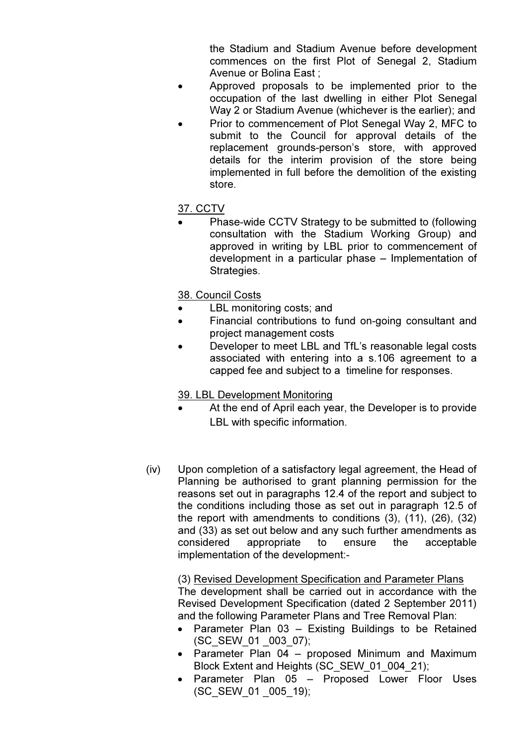the Stadium and Stadium Avenue before development commences on the first Plot of Senegal 2, Stadium Avenue or Bolina East ;

- Approved proposals to be implemented prior to the occupation of the last dwelling in either Plot Senegal Way 2 or Stadium Avenue (whichever is the earlier); and
- Prior to commencement of Plot Senegal Way 2, MFC to submit to the Council for approval details of the replacement grounds-person's store, with approved details for the interim provision of the store being implemented in full before the demolition of the existing store.

<u>37. CCTV</u>

- Phase-wide CCTV Strategy to be submitted to (following consultation with the Stadium Working Group) and approved in writing by LBL prior to commencement of development in a particular phase – Implementation of Strategies.

<u>38. Council Costs</u>

- LBL monitoring costs; and
- Financial contributions to fund on-going consultant and project management costs
- Developer to meet LBL and TfL's reasonable legal costs associated with entering into a s.106 agreement to a capped fee and subject to a timeline for responses.

<u>39. LBL Development Monitoring</u>

- At the end of April each year, the Developer is to provide LBL with specific information.

(iv) Upon completion of a satisfactory legal agreement, the Head of Planning be authorised to grant planning permission for the reasons set out in paragraphs 12.4 of the report and subject to the conditions including those as set out in paragraph 12.5 of the report with amendments to conditions (3), (11), (26), (32) and (33) as set out below and any such further amendments as considered appropriate to ensure the acceptable implementation of the development:-

(3) <u>Revised Development Specification and Parameter Plans</u>
The development shall be carried out in accordance with the Revised Development Specification (dated 2 September 2011) and the following Parameter Plans and Tree Removal Plan:

- Parameter Plan 03 – Existing Buildings to be Retained (SC_SEW_01 _003_07);
- Parameter Plan 04 – proposed Minimum and Maximum Block Extent and Heights (SC_SEW_01_004_21);
- Parameter Plan 05 – Proposed Lower Floor Uses (SC_SEW_01 _005_19);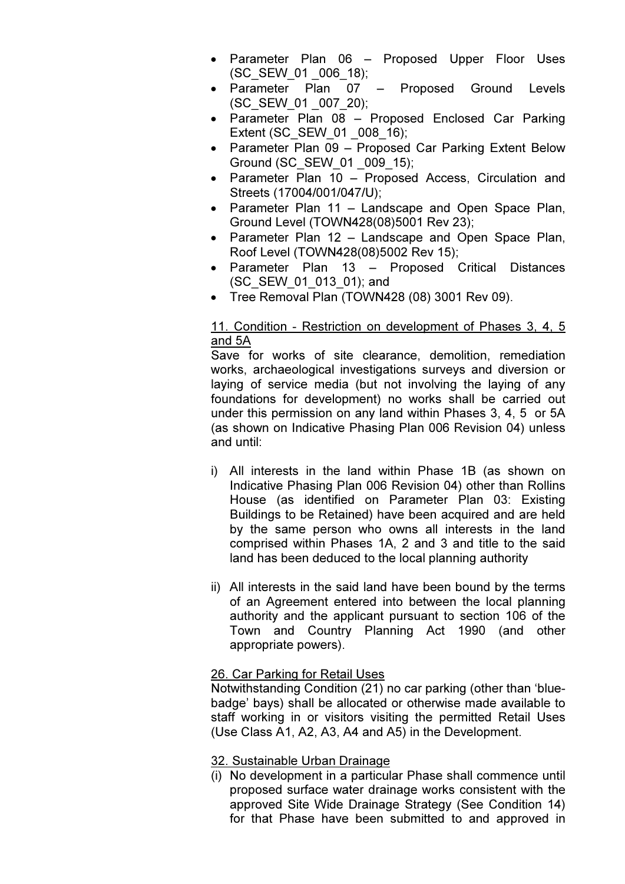- Parameter Plan 06 – Proposed Upper Floor Uses (SC_SEW_01 _006_18);
- Parameter Plan 07 – Proposed Ground Levels (SC_SEW_01 _007_20);
- Parameter Plan 08 – Proposed Enclosed Car Parking Extent (SC_SEW_01 _008_16);
- Parameter Plan 09 – Proposed Car Parking Extent Below Ground (SC_SEW_01 _009_15);
- Parameter Plan 10 – Proposed Access, Circulation and Streets (17004/001/047/U);
- Parameter Plan 11 – Landscape and Open Space Plan, Ground Level (TOWN428(08)5001 Rev 23);
- Parameter Plan 12 – Landscape and Open Space Plan, Roof Level (TOWN428(08)5002 Rev 15);
- Parameter Plan 13 – Proposed Critical Distances (SC_SEW_01_013_01); and
- Tree Removal Plan (TOWN428 (08) 3001 Rev 09).

<u>11. Condition - Restriction on development of Phases 3, 4, 5 and 5A</u>

Save for works of site clearance, demolition, remediation works, archaeological investigations surveys and diversion or laying of service media (but not involving the laying of any foundations for development) no works shall be carried out under this permission on any land within Phases 3, 4, 5 or 5A (as shown on Indicative Phasing Plan 006 Revision 04) unless and until:

i) All interests in the land within Phase 1B (as shown on Indicative Phasing Plan 006 Revision 04) other than Rollins House (as identified on Parameter Plan 03: Existing Buildings to be Retained) have been acquired and are held by the same person who owns all interests in the land comprised within Phases 1A, 2 and 3 and title to the said land has been deduced to the local planning authority

ii) All interests in the said land have been bound by the terms of an Agreement entered into between the local planning authority and the applicant pursuant to section 106 of the Town and Country Planning Act 1990 (and other appropriate powers).

<u>26. Car Parking for Retail Uses</u>

Notwithstanding Condition (21) no car parking (other than 'blue-badge' bays) shall be allocated or otherwise made available to staff working in or visitors visiting the permitted Retail Uses (Use Class A1, A2, A3, A4 and A5) in the Development.

<u>32. Sustainable Urban Drainage</u>

(i) No development in a particular Phase shall commence until proposed surface water drainage works consistent with the approved Site Wide Drainage Strategy (See Condition 14) for that Phase have been submitted to and approved in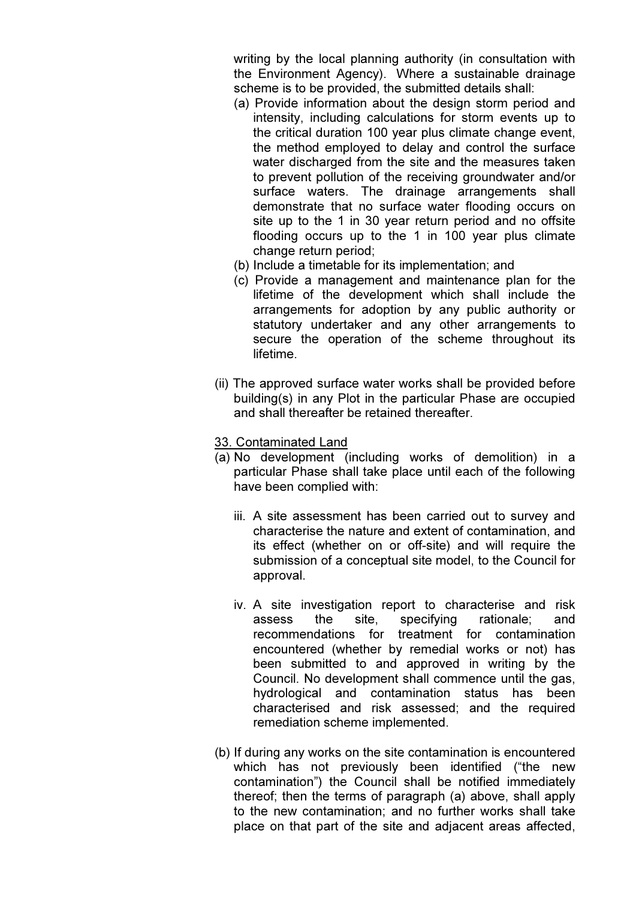writing by the local planning authority (in consultation with the Environment Agency). Where a sustainable drainage scheme is to be provided, the submitted details shall:

(a) Provide information about the design storm period and intensity, including calculations for storm events up to the critical duration 100 year plus climate change event, the method employed to delay and control the surface water discharged from the site and the measures taken to prevent pollution of the receiving groundwater and/or surface waters. The drainage arrangements shall demonstrate that no surface water flooding occurs on site up to the 1 in 30 year return period and no offsite flooding occurs up to the 1 in 100 year plus climate change return period;

(b) Include a timetable for its implementation; and

(c) Provide a management and maintenance plan for the lifetime of the development which shall include the arrangements for adoption by any public authority or statutory undertaker and any other arrangements to secure the operation of the scheme throughout its lifetime.

(ii) The approved surface water works shall be provided before building(s) in any Plot in the particular Phase are occupied and shall thereafter be retained thereafter.

<u>33. Contaminated Land</u>

(a) No development (including works of demolition) in a particular Phase shall take place until each of the following have been complied with:

iii. A site assessment has been carried out to survey and characterise the nature and extent of contamination, and its effect (whether on or off-site) and will require the submission of a conceptual site model, to the Council for approval.

iv. A site investigation report to characterise and risk assess the site, specifying rationale; and recommendations for treatment for contamination encountered (whether by remedial works or not) has been submitted to and approved in writing by the Council. No development shall commence until the gas, hydrological and contamination status has been characterised and risk assessed; and the required remediation scheme implemented.

(b) If during any works on the site contamination is encountered which has not previously been identified ("the new contamination") the Council shall be notified immediately thereof; then the terms of paragraph (a) above, shall apply to the new contamination; and no further works shall take place on that part of the site and adjacent areas affected,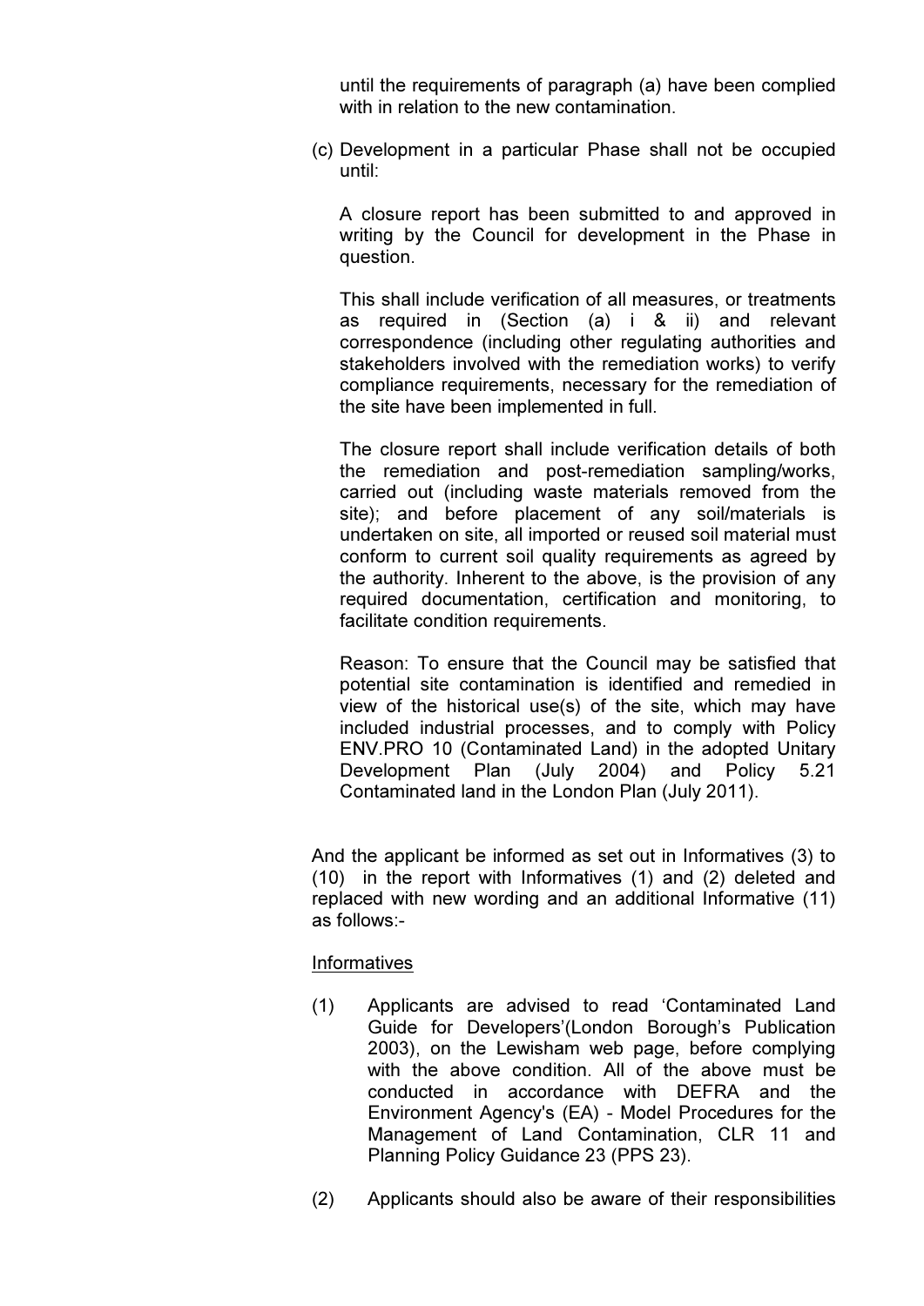until the requirements of paragraph (a) have been complied with in relation to the new contamination.

(c) Development in a particular Phase shall not be occupied until:

A closure report has been submitted to and approved in writing by the Council for development in the Phase in question.

This shall include verification of all measures, or treatments as required in (Section (a) i & ii) and relevant correspondence (including other regulating authorities and stakeholders involved with the remediation works) to verify compliance requirements, necessary for the remediation of the site have been implemented in full.

The closure report shall include verification details of both the remediation and post-remediation sampling/works, carried out (including waste materials removed from the site); and before placement of any soil/materials is undertaken on site, all imported or reused soil material must conform to current soil quality requirements as agreed by the authority. Inherent to the above, is the provision of any required documentation, certification and monitoring, to facilitate condition requirements.

Reason: To ensure that the Council may be satisfied that potential site contamination is identified and remedied in view of the historical use(s) of the site, which may have included industrial processes, and to comply with Policy ENV.PRO 10 (Contaminated Land) in the adopted Unitary Development Plan (July 2004) and Policy 5.21 Contaminated land in the London Plan (July 2011).

And the applicant be informed as set out in Informatives (3) to (10) in the report with Informatives (1) and (2) deleted and replaced with new wording and an additional Informative (11) as follows:-

<u>Informatives</u>

(1) Applicants are advised to read 'Contaminated Land Guide for Developers'(London Borough's Publication 2003), on the Lewisham web page, before complying with the above condition. All of the above must be conducted in accordance with DEFRA and the Environment Agency's (EA) - Model Procedures for the Management of Land Contamination, CLR 11 and Planning Policy Guidance 23 (PPS 23).

(2) Applicants should also be aware of their responsibilities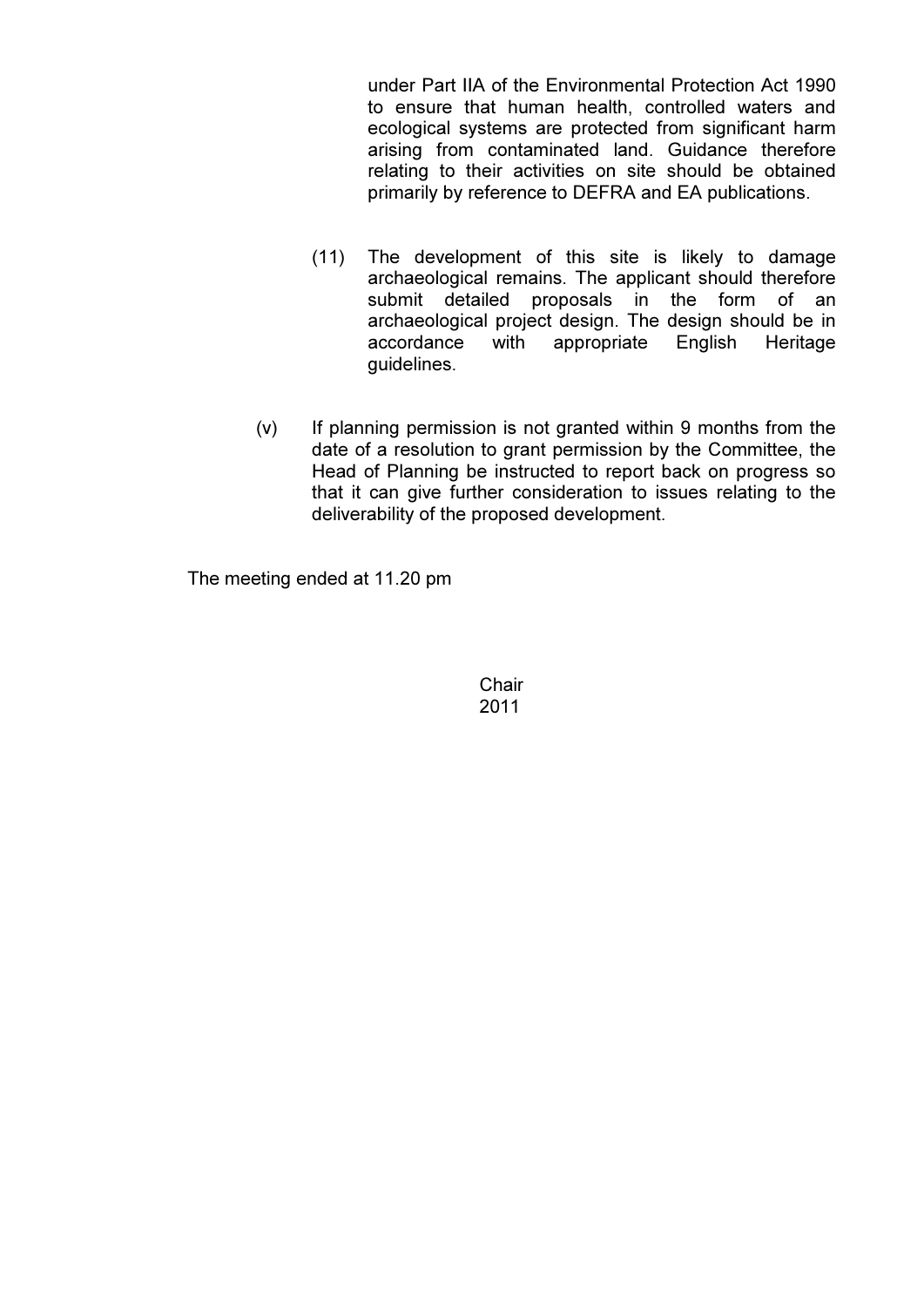under Part IIA of the Environmental Protection Act 1990 to ensure that human health, controlled waters and ecological systems are protected from significant harm arising from contaminated land. Guidance therefore relating to their activities on site should be obtained primarily by reference to DEFRA and EA publications.

(11) The development of this site is likely to damage archaeological remains. The applicant should therefore submit detailed proposals in the form of an archaeological project design. The design should be in accordance with appropriate English Heritage guidelines.

(v) If planning permission is not granted within 9 months from the date of a resolution to grant permission by the Committee, the Head of Planning be instructed to report back on progress so that it can give further consideration to issues relating to the deliverability of the proposed development.

The meeting ended at 11.20 pm

Chair
2011